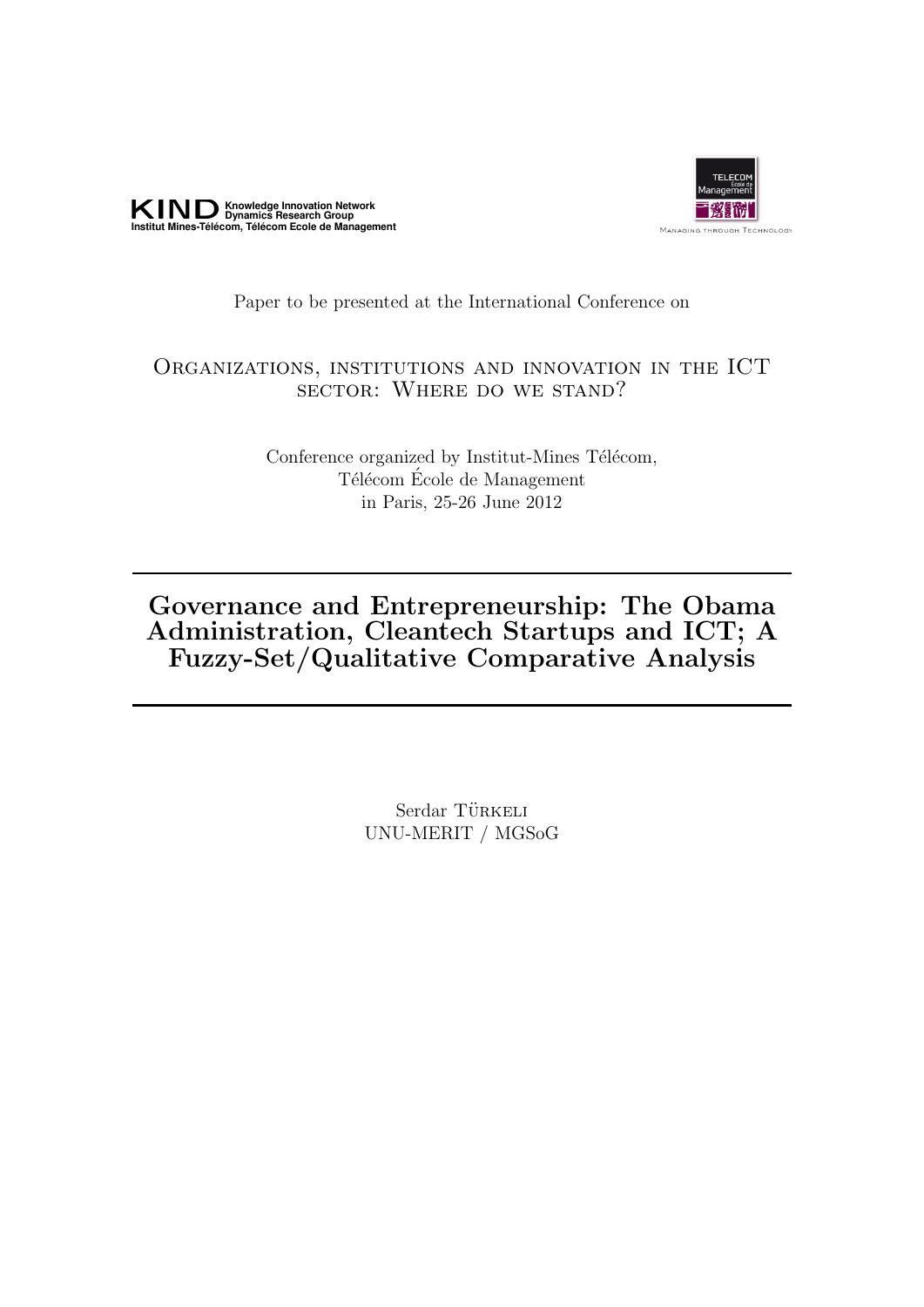**KIND** Knowledge Innovation Network Dynamics Research Group
Institut Mines-Télécom, Télécom Ecole de Management

TELECOM École de Management
Managing through Technology

Paper to be presented at the International Conference on

Organizations, institutions and innovation in the ICT sector: Where do we stand?

Conference organized by Institut-Mines Télécom,
Télécom École de Management
in Paris, 25-26 June 2012

---

# Governance and Entrepreneurship: The Obama Administration, Cleantech Startups and ICT; A Fuzzy-Set/Qualitative Comparative Analysis

---

Serdar Türkeli
UNU-MERIT / MGSoG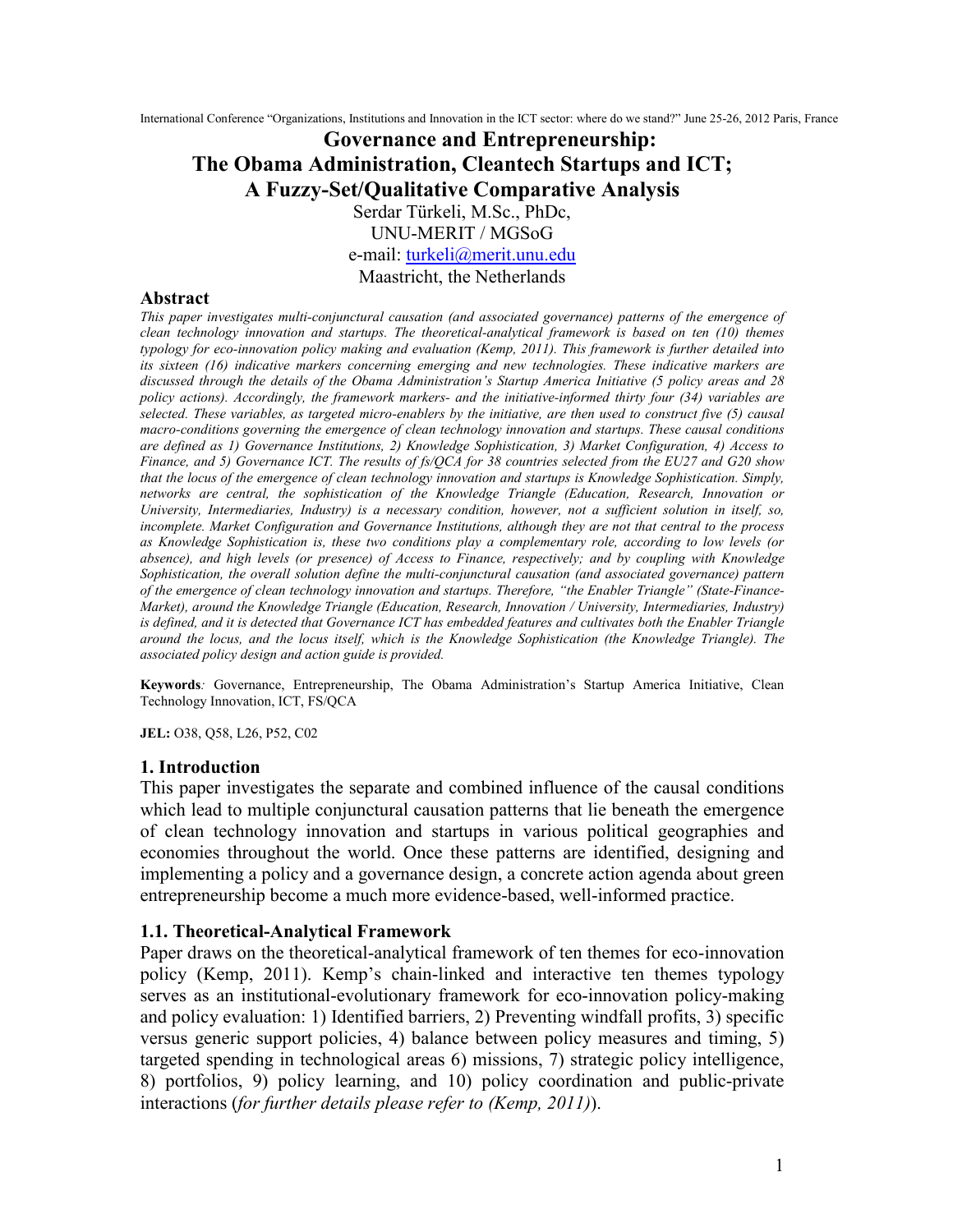# Governance and Entrepreneurship: The Obama Administration, Cleantech Startups and ICT; A Fuzzy-Set/Qualitative Comparative Analysis

Serdar Türkeli, M.Sc., PhDc,
UNU-MERIT / MGSoG
e-mail: turkeli@merit.unu.edu
Maastricht, the Netherlands

## Abstract

*This paper investigates multi-conjunctural causation (and associated governance) patterns of the emergence of clean technology innovation and startups. The theoretical-analytical framework is based on ten (10) themes typology for eco-innovation policy making and evaluation (Kemp, 2011). This framework is further detailed into its sixteen (16) indicative markers concerning emerging and new technologies. These indicative markers are discussed through the details of the Obama Administration's Startup America Initiative (5 policy areas and 28 policy actions). Accordingly, the framework markers- and the initiative-informed thirty four (34) variables are selected. These variables, as targeted micro-enablers by the initiative, are then used to construct five (5) causal macro-conditions governing the emergence of clean technology innovation and startups. These causal conditions are defined as 1) Governance Institutions, 2) Knowledge Sophistication, 3) Market Configuration, 4) Access to Finance, and 5) Governance ICT. The results of fs/QCA for 38 countries selected from the EU27 and G20 show that the locus of the emergence of clean technology innovation and startups is Knowledge Sophistication. Simply, networks are central, the sophistication of the Knowledge Triangle (Education, Research, Innovation or University, Intermediaries, Industry) is a necessary condition, however, not a sufficient solution in itself, so, incomplete. Market Configuration and Governance Institutions, although they are not that central to the process as Knowledge Sophistication is, these two conditions play a complementary role, according to low levels (or absence), and high levels (or presence) of Access to Finance, respectively; and by coupling with Knowledge Sophistication, the overall solution define the multi-conjunctural causation (and associated governance) pattern of the emergence of clean technology innovation and startups. Therefore, "the Enabler Triangle" (State-Finance-Market), around the Knowledge Triangle (Education, Research, Innovation / University, Intermediaries, Industry) is defined, and it is detected that Governance ICT has embedded features and cultivates both the Enabler Triangle around the locus, and the locus itself, which is the Knowledge Sophistication (the Knowledge Triangle). The associated policy design and action guide is provided.*

**Keywords***:* Governance, Entrepreneurship, The Obama Administration's Startup America Initiative, Clean Technology Innovation, ICT, FS/QCA

**JEL:** O38, Q58, L26, P52, C02

## 1. Introduction

This paper investigates the separate and combined influence of the causal conditions which lead to multiple conjunctural causation patterns that lie beneath the emergence of clean technology innovation and startups in various political geographies and economies throughout the world. Once these patterns are identified, designing and implementing a policy and a governance design, a concrete action agenda about green entrepreneurship become a much more evidence-based, well-informed practice.

### 1.1. Theoretical-Analytical Framework

Paper draws on the theoretical-analytical framework of ten themes for eco-innovation policy (Kemp, 2011). Kemp's chain-linked and interactive ten themes typology serves as an institutional-evolutionary framework for eco-innovation policy-making and policy evaluation: 1) Identified barriers, 2) Preventing windfall profits, 3) specific versus generic support policies, 4) balance between policy measures and timing, 5) targeted spending in technological areas 6) missions, 7) strategic policy intelligence, 8) portfolios, 9) policy learning, and 10) policy coordination and public-private interactions (*for further details please refer to (Kemp, 2011)*).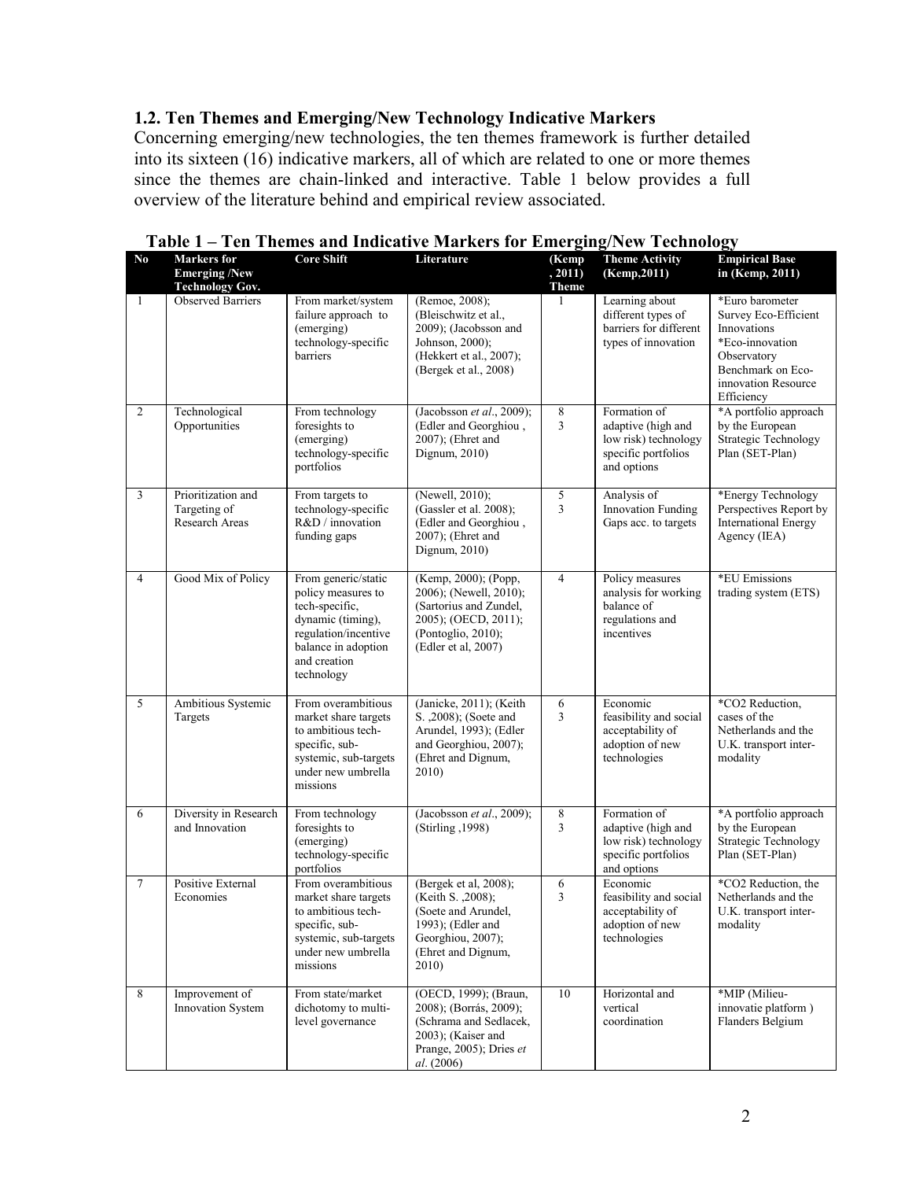### 1.2. Ten Themes and Emerging/New Technology Indicative Markers

Concerning emerging/new technologies, the ten themes framework is further detailed into its sixteen (16) indicative markers, all of which are related to one or more themes since the themes are chain-linked and interactive. Table 1 below provides a full overview of the literature behind and empirical review associated.

**Table 1 – Ten Themes and Indicative Markers for Emerging/New Technology**

| No | Markers for Emerging /New Technology Gov. | Core Shift | Literature | (Kemp , 2011) Theme | Theme Activity (Kemp,2011) | Empirical Base in (Kemp, 2011) |
|---|---|---|---|---|---|---|
| 1 | Observed Barriers | From market/system failure approach to (emerging) technology-specific barriers | (Remoe, 2008); (Bleischwitz et al., 2009); (Jacobsson and Johnson, 2000); (Hekkert et al., 2007); (Bergek et al., 2008) | 1 | Learning about different types of barriers for different types of innovation | *Euro barometer Survey Eco-Efficient Innovations *Eco-innovation Observatory Benchmark on Eco-innovation Resource Efficiency |
| 2 | Technological Opportunities | From technology foresights to (emerging) technology-specific portfolios | (Jacobsson *et al*., 2009); (Edler and Georghiou , 2007); (Ehret and Dignum, 2010) | 8 3 | Formation of adaptive (high and low risk) technology specific portfolios and options | *A portfolio approach by the European Strategic Technology Plan (SET-Plan) |
| 3 | Prioritization and Targeting of Research Areas | From targets to technology-specific R&D / innovation funding gaps | (Newell, 2010); (Gassler et al. 2008); (Edler and Georghiou , 2007); (Ehret and Dignum, 2010) | 5 3 | Analysis of Innovation Funding Gaps acc. to targets | *Energy Technology Perspectives Report by International Energy Agency (IEA) |
| 4 | Good Mix of Policy | From generic/static policy measures to tech-specific, dynamic (timing), regulation/incentive balance in adoption and creation technology | (Kemp, 2000); (Popp, 2006); (Newell, 2010); (Sartorius and Zundel, 2005); (OECD, 2011); (Pontoglio, 2010); (Edler et al, 2007) | 4 | Policy measures analysis for working balance of regulations and incentives | *EU Emissions trading system (ETS) |
| 5 | Ambitious Systemic Targets | From overambitious market share targets to ambitious tech-specific, sub-systemic, sub-targets under new umbrella missions | (Janicke, 2011); (Keith S. ,2008); (Soete and Arundel, 1993); (Edler and Georghiou, 2007); (Ehret and Dignum, 2010) | 6 3 | Economic feasibility and social acceptability of adoption of new technologies | *CO2 Reduction, cases of the Netherlands and the U.K. transport inter-modality |
| 6 | Diversity in Research and Innovation | From technology foresights to (emerging) technology-specific portfolios | (Jacobsson *et al*., 2009); (Stirling ,1998) | 8 3 | Formation of adaptive (high and low risk) technology specific portfolios and options | *A portfolio approach by the European Strategic Technology Plan (SET-Plan) |
| 7 | Positive External Economies | From overambitious market share targets to ambitious tech-specific, sub-systemic, sub-targets under new umbrella missions | (Bergek et al, 2008); (Keith S. ,2008); (Soete and Arundel, 1993); (Edler and Georghiou, 2007); (Ehret and Dignum, 2010) | 6 3 | Economic feasibility and social acceptability of adoption of new technologies | *CO2 Reduction, the Netherlands and the U.K. transport inter-modality |
| 8 | Improvement of Innovation System | From state/market dichotomy to multi-level governance | (OECD, 1999); (Braun, 2008); (Borrás, 2009); (Schrama and Sedlacek, 2003); (Kaiser and Prange, 2005); Dries *et al*. (2006) | 10 | Horizontal and vertical coordination | *MIP (Milieu-innovatie platform ) Flanders Belgium |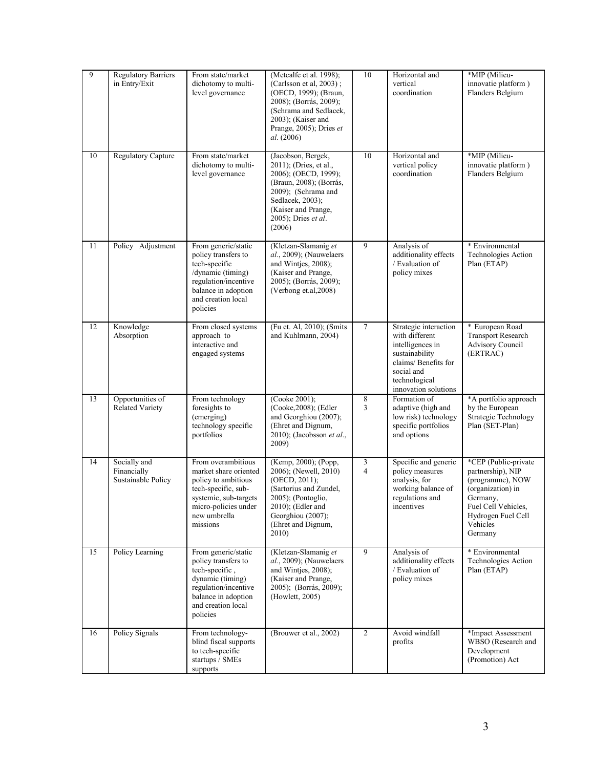| 9 | Regulatory Barriers in Entry/Exit | From state/market dichotomy to multi-level governance | (Metcalfe et al. 1998); (Carlsson et al, 2003) ; (OECD, 1999); (Braun, 2008); (Borrás, 2009); (Schrama and Sedlacek, 2003); (Kaiser and Prange, 2005); Dries *et al*. (2006) | 10 | Horizontal and vertical coordination | *MIP (Milieu-innovatie platform ) Flanders Belgium |
|---|---|---|---|---|---|---|
| 10 | Regulatory Capture | From state/market dichotomy to multi-level governance | (Jacobson, Bergek, 2011); (Dries, et al., 2006); (OECD, 1999); (Braun, 2008); (Borrás, 2009); (Schrama and Sedlacek, 2003); (Kaiser and Prange, 2005); Dries *et al*. (2006) | 10 | Horizontal and vertical policy coordination | *MIP (Milieu-innovatie platform ) Flanders Belgium |
| 11 | Policy Adjustment | From generic/static policy transfers to tech-specific /dynamic (timing) regulation/incentive balance in adoption and creation local policies | (Kletzan-Slamanig *et al*., 2009); (Nauwelaers and Wintjes, 2008); (Kaiser and Prange, 2005); (Borrás, 2009); (Verbong et.al,2008) | 9 | Analysis of additionality effects / Evaluation of policy mixes | * Environmental Technologies Action Plan (ETAP) |
| 12 | Knowledge Absorption | From closed systems approach to interactive and engaged systems | (Fu et. Al, 2010); (Smits and Kuhlmann, 2004) | 7 | Strategic interaction with different intelligences in sustainability claims/ Benefits for social and technological innovation solutions | * European Road Transport Research Advisory Council (ERTRAC) |
| 13 | Opportunities of Related Variety | From technology foresights to (emerging) technology specific portfolios | (Cooke 2001); (Cooke,2008); (Edler and Georghiou (2007); (Ehret and Dignum, 2010); (Jacobsson *et al*., 2009) | 8<br>3 | Formation of adaptive (high and low risk) technology specific portfolios and options | *A portfolio approach by the European Strategic Technology Plan (SET-Plan) |
| 14 | Socially and Financially Sustainable Policy | From overambitious market share oriented policy to ambitious tech-specific, sub-systemic, sub-targets micro-policies under new umbrella missions | (Kemp, 2000); (Popp, 2006); (Newell, 2010) (OECD, 2011); (Sartorius and Zundel, 2005); (Pontoglio, 2010); (Edler and Georghiou (2007); (Ehret and Dignum, 2010) | 3<br>4 | Specific and generic policy measures analysis, for working balance of regulations and incentives | *CEP (Public-private partnership), NIP (programme), NOW (organization) in Germany, Fuel Cell Vehicles, Hydrogen Fuel Cell Vehicles Germany |
| 15 | Policy Learning | From generic/static policy transfers to tech-specific , dynamic (timing) regulation/incentive balance in adoption and creation local policies | (Kletzan-Slamanig *et al*., 2009); (Nauwelaers and Wintjes, 2008); (Kaiser and Prange, 2005); (Borrás, 2009); (Howlett, 2005) | 9 | Analysis of additionality effects / Evaluation of policy mixes | * Environmental Technologies Action Plan (ETAP) |
| 16 | Policy Signals | From technology-blind fiscal supports to tech-specific startups / SMEs supports | (Brouwer et al., 2002) | 2 | Avoid windfall profits | *Impact Assessment WBSO (Research and Development (Promotion) Act |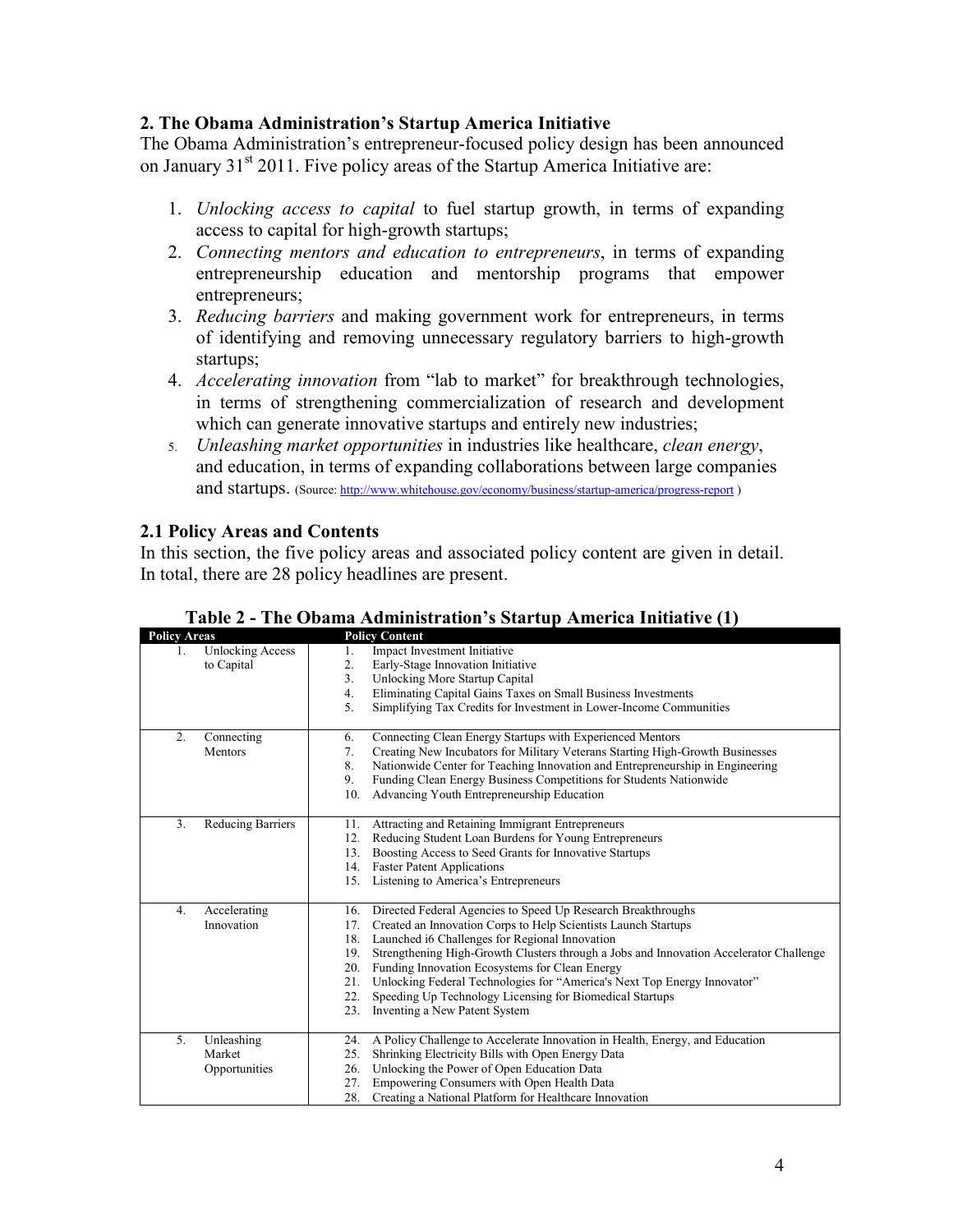## 2. The Obama Administration's Startup America Initiative

The Obama Administration's entrepreneur-focused policy design has been announced on January 31st 2011. Five policy areas of the Startup America Initiative are:

1. *Unlocking access to capital* to fuel startup growth, in terms of expanding access to capital for high-growth startups;
2. *Connecting mentors and education to entrepreneurs*, in terms of expanding entrepreneurship education and mentorship programs that empower entrepreneurs;
3. *Reducing barriers* and making government work for entrepreneurs, in terms of identifying and removing unnecessary regulatory barriers to high-growth startups;
4. *Accelerating innovation* from "lab to market" for breakthrough technologies, in terms of strengthening commercialization of research and development which can generate innovative startups and entirely new industries;
5. *Unleashing market opportunities* in industries like healthcare, *clean energy*, and education, in terms of expanding collaborations between large companies and startups. (Source: http://www.whitehouse.gov/economy/business/startup-america/progress-report )

### 2.1 Policy Areas and Contents

In this section, the five policy areas and associated policy content are given in detail. In total, there are 28 policy headlines are present.

**Table 2 - The Obama Administration's Startup America Initiative (1)**

| Policy Areas | Policy Content |
|---|---|
| 1. Unlocking Access to Capital | 1. Impact Investment Initiative<br>2. Early-Stage Innovation Initiative<br>3. Unlocking More Startup Capital<br>4. Eliminating Capital Gains Taxes on Small Business Investments<br>5. Simplifying Tax Credits for Investment in Lower-Income Communities |
| 2. Connecting Mentors | 6. Connecting Clean Energy Startups with Experienced Mentors<br>7. Creating New Incubators for Military Veterans Starting High-Growth Businesses<br>8. Nationwide Center for Teaching Innovation and Entrepreneurship in Engineering<br>9. Funding Clean Energy Business Competitions for Students Nationwide<br>10. Advancing Youth Entrepreneurship Education |
| 3. Reducing Barriers | 11. Attracting and Retaining Immigrant Entrepreneurs<br>12. Reducing Student Loan Burdens for Young Entrepreneurs<br>13. Boosting Access to Seed Grants for Innovative Startups<br>14. Faster Patent Applications<br>15. Listening to America's Entrepreneurs |
| 4. Accelerating Innovation | 16. Directed Federal Agencies to Speed Up Research Breakthroughs<br>17. Created an Innovation Corps to Help Scientists Launch Startups<br>18. Launched i6 Challenges for Regional Innovation<br>19. Strengthening High-Growth Clusters through a Jobs and Innovation Accelerator Challenge<br>20. Funding Innovation Ecosystems for Clean Energy<br>21. Unlocking Federal Technologies for "America's Next Top Energy Innovator"<br>22. Speeding Up Technology Licensing for Biomedical Startups<br>23. Inventing a New Patent System |
| 5. Unleashing Market Opportunities | 24. A Policy Challenge to Accelerate Innovation in Health, Energy, and Education<br>25. Shrinking Electricity Bills with Open Energy Data<br>26. Unlocking the Power of Open Education Data<br>27. Empowering Consumers with Open Health Data<br>28. Creating a National Platform for Healthcare Innovation |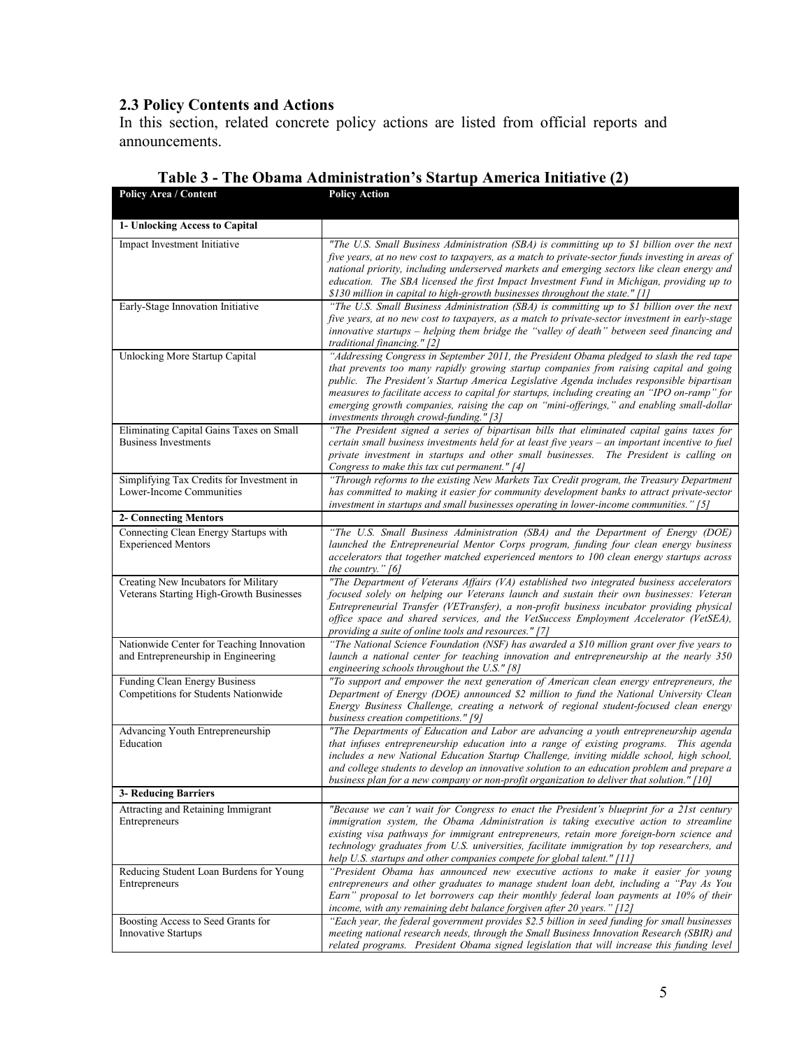## 2.3 Policy Contents and Actions

In this section, related concrete policy actions are listed from official reports and announcements.

**Table 3 - The Obama Administration's Startup America Initiative (2)**

| Policy Area / Content | Policy Action |
|---|---|
| **1- Unlocking Access to Capital** | |
| Impact Investment Initiative | *"The U.S. Small Business Administration (SBA) is committing up to $1 billion over the next five years, at no new cost to taxpayers, as a match to private-sector funds investing in areas of national priority, including underserved markets and emerging sectors like clean energy and education. The SBA licensed the first Impact Investment Fund in Michigan, providing up to $130 million in capital to high-growth businesses throughout the state." [1]* |
| Early-Stage Innovation Initiative | *"The U.S. Small Business Administration (SBA) is committing up to $1 billion over the next five years, at no new cost to taxpayers, as a match to private-sector investment in early-stage innovative startups – helping them bridge the "valley of death" between seed financing and traditional financing." [2]* |
| Unlocking More Startup Capital | *"Addressing Congress in September 2011, the President Obama pledged to slash the red tape that prevents too many rapidly growing startup companies from raising capital and going public. The President's Startup America Legislative Agenda includes responsible bipartisan measures to facilitate access to capital for startups, including creating an "IPO on-ramp" for emerging growth companies, raising the cap on "mini-offerings," and enabling small-dollar investments through crowd-funding." [3]* |
| Eliminating Capital Gains Taxes on Small Business Investments | *"The President signed a series of bipartisan bills that eliminated capital gains taxes for certain small business investments held for at least five years – an important incentive to fuel private investment in startups and other small businesses. The President is calling on Congress to make this tax cut permanent." [4]* |
| Simplifying Tax Credits for Investment in Lower-Income Communities | *"Through reforms to the existing New Markets Tax Credit program, the Treasury Department has committed to making it easier for community development banks to attract private-sector investment in startups and small businesses operating in lower-income communities." [5]* |
| **2- Connecting Mentors** | |
| Connecting Clean Energy Startups with Experienced Mentors | *"The U.S. Small Business Administration (SBA) and the Department of Energy (DOE) launched the Entrepreneurial Mentor Corps program, funding four clean energy business accelerators that together matched experienced mentors to 100 clean energy startups across the country." [6]* |
| Creating New Incubators for Military Veterans Starting High-Growth Businesses | *"The Department of Veterans Affairs (VA) established two integrated business accelerators focused solely on helping our Veterans launch and sustain their own businesses: Veteran Entrepreneurial Transfer (VETransfer), a non-profit business incubator providing physical office space and shared services, and the VetSuccess Employment Accelerator (VetSEA), providing a suite of online tools and resources." [7]* |
| Nationwide Center for Teaching Innovation and Entrepreneurship in Engineering | *"The National Science Foundation (NSF) has awarded a $10 million grant over five years to launch a national center for teaching innovation and entrepreneurship at the nearly 350 engineering schools throughout the U.S." [8]* |
| Funding Clean Energy Business Competitions for Students Nationwide | *"To support and empower the next generation of American clean energy entrepreneurs, the Department of Energy (DOE) announced $2 million to fund the National University Clean Energy Business Challenge, creating a network of regional student-focused clean energy business creation competitions." [9]* |
| Advancing Youth Entrepreneurship Education | *"The Departments of Education and Labor are advancing a youth entrepreneurship agenda that infuses entrepreneurship education into a range of existing programs. This agenda includes a new National Education Startup Challenge, inviting middle school, high school, and college students to develop an innovative solution to an education problem and prepare a business plan for a new company or non-profit organization to deliver that solution." [10]* |
| **3- Reducing Barriers** | |
| Attracting and Retaining Immigrant Entrepreneurs | *"Because we can't wait for Congress to enact the President's blueprint for a 21st century immigration system, the Obama Administration is taking executive action to streamline existing visa pathways for immigrant entrepreneurs, retain more foreign-born science and technology graduates from U.S. universities, facilitate immigration by top researchers, and help U.S. startups and other companies compete for global talent." [11]* |
| Reducing Student Loan Burdens for Young Entrepreneurs | *"President Obama has announced new executive actions to make it easier for young entrepreneurs and other graduates to manage student loan debt, including a "Pay As You Earn" proposal to let borrowers cap their monthly federal loan payments at 10% of their income, with any remaining debt balance forgiven after 20 years." [12]* |
| Boosting Access to Seed Grants for Innovative Startups | *"Each year, the federal government provides $2.5 billion in seed funding for small businesses meeting national research needs, through the Small Business Innovation Research (SBIR) and related programs. President Obama signed legislation that will increase this funding level* |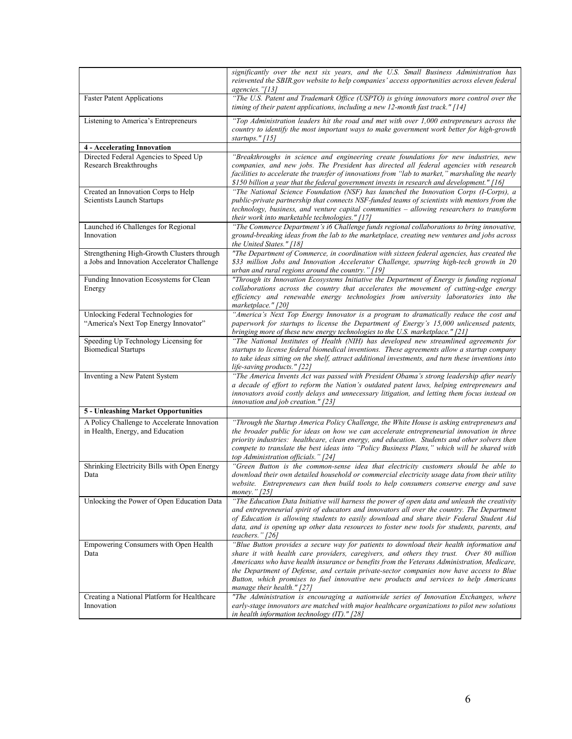| | |
|---|---|
| | *significantly over the next six years, and the U.S. Small Business Administration has reinvented the SBIR.gov website to help companies' access opportunities across eleven federal agencies."[13]* |
| Faster Patent Applications | *"The U.S. Patent and Trademark Office (USPTO) is giving innovators more control over the timing of their patent applications, including a new 12-month fast track." [14]* |
| Listening to America's Entrepreneurs | *"Top Administration leaders hit the road and met with over 1,000 entrepreneurs across the country to identify the most important ways to make government work better for high-growth startups." [15]* |
| **4 - Accelerating Innovation** | |
| Directed Federal Agencies to Speed Up Research Breakthroughs | *"Breakthroughs in science and engineering create foundations for new industries, new companies, and new jobs. The President has directed all federal agencies with research facilities to accelerate the transfer of innovations from "lab to market," marshaling the nearly $150 billion a year that the federal government invests in research and development." [16]* |
| Created an Innovation Corps to Help Scientists Launch Startups | *"The National Science Foundation (NSF) has launched the Innovation Corps (I-Corps), a public-private partnership that connects NSF-funded teams of scientists with mentors from the technology, business, and venture capital communities – allowing researchers to transform their work into marketable technologies." [17]* |
| Launched i6 Challenges for Regional Innovation | *"The Commerce Department's i6 Challenge funds regional collaborations to bring innovative, ground-breaking ideas from the lab to the marketplace, creating new ventures and jobs across the United States." [18]* |
| Strengthening High-Growth Clusters through a Jobs and Innovation Accelerator Challenge | *"The Department of Commerce, in coordination with sixteen federal agencies, has created the $33 million Jobs and Innovation Accelerator Challenge, spurring high-tech growth in 20 urban and rural regions around the country." [19]* |
| Funding Innovation Ecosystems for Clean Energy | *"Through its Innovation Ecosystems Initiative the Department of Energy is funding regional collaborations across the country that accelerates the movement of cutting-edge energy efficiency and renewable energy technologies from university laboratories into the marketplace." [20]* |
| Unlocking Federal Technologies for "America's Next Top Energy Innovator" | *"America's Next Top Energy Innovator is a program to dramatically reduce the cost and paperwork for startups to license the Department of Energy's 15,000 unlicensed patents, bringing more of these new energy technologies to the U.S. marketplace." [21]* |
| Speeding Up Technology Licensing for Biomedical Startups | *"The National Institutes of Health (NIH) has developed new streamlined agreements for startups to license federal biomedical inventions. These agreements allow a startup company to take ideas sitting on the shelf, attract additional investments, and turn these inventions into life-saving products." [22]* |
| Inventing a New Patent System | *"The America Invents Act was passed with President Obama's strong leadership after nearly a decade of effort to reform the Nation's outdated patent laws, helping entrepreneurs and innovators avoid costly delays and unnecessary litigation, and letting them focus instead on innovation and job creation." [23]* |
| **5 - Unleashing Market Opportunities** | |
| A Policy Challenge to Accelerate Innovation in Health, Energy, and Education | *"Through the Startup America Policy Challenge, the White House is asking entrepreneurs and the broader public for ideas on how we can accelerate entrepreneurial innovation in three priority industries: healthcare, clean energy, and education. Students and other solvers then compete to translate the best ideas into "Policy Business Plans," which will be shared with top Administration officials." [24]* |
| Shrinking Electricity Bills with Open Energy Data | *"Green Button is the common-sense idea that electricity customers should be able to download their own detailed household or commercial electricity usage data from their utility website. Entrepreneurs can then build tools to help consumers conserve energy and save money." [25]* |
| Unlocking the Power of Open Education Data | *"The Education Data Initiative will harness the power of open data and unleash the creativity and entrepreneurial spirit of educators and innovators all over the country. The Department of Education is allowing students to easily download and share their Federal Student Aid data, and is opening up other data resources to foster new tools for students, parents, and teachers." [26]* |
| Empowering Consumers with Open Health Data | *"Blue Button provides a secure way for patients to download their health information and share it with health care providers, caregivers, and others they trust. Over 80 million Americans who have health insurance or benefits from the Veterans Administration, Medicare, the Department of Defense, and certain private-sector companies now have access to Blue Button, which promises to fuel innovative new products and services to help Americans manage their health." [27]* |
| Creating a National Platform for Healthcare Innovation | *"The Administration is encouraging a nationwide series of Innovation Exchanges, where early-stage innovators are matched with major healthcare organizations to pilot new solutions in health information technology (IT)." [28]* |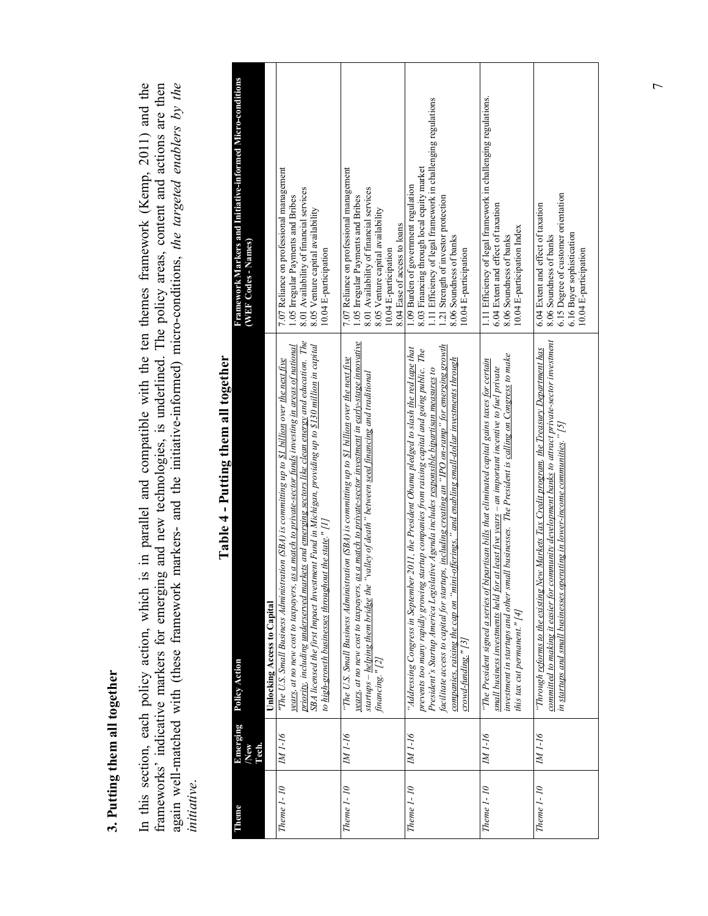## 3. Putting them all together

In this section, each policy action, which is in parallel and compatible with the ten themes framework (Kemp, 2011) and the frameworks' indicative markers for emerging and new technologies, is underlined. The policy areas, content and actions are then again well-matched with (these framework markers- and the initiative-informed) micro-conditions, *the targeted enablers by the initiative*.

**Table 4 - Putting them all together**

| Theme | Emerging /New Tech. | Policy Action | Framework Markers and Initiative-informed Micro-conditions (WEF Codes - Names) |
|---|---|---|---|
| | | **Unlocking Access to Capital** | |
| *Theme 1- 10* | *IM 1-16* | *"The U.S. Small Business Administration (SBA) is committing up to $1 billion over the next five years, at no new cost to taxpayers, as a match to private-sector funds investing in areas of national priority, including underserved markets and emerging sectors like clean energy and education. The SBA licensed the first Impact Investment Fund in Michigan, providing up to $130 million in capital to high-growth businesses throughout the state." [1]* | 7.07 Reliance on professional management<br>1.05 Irregular Payments and Bribes<br>8.01 Availability of financial services<br>8.05 Venture capital availability<br>10.04 E-participation |
| *Theme 1- 10* | *IM 1-16* | *"The U.S. Small Business Administration (SBA) is committing up to $1 billion over the next five years, at no new cost to taxpayers, as a match to private-sector investment in early-stage innovative startups – helping them bridge the "valley of death" between seed financing and traditional financing." [2]* | 7.07 Reliance on professional management<br>1.05 Irregular Payments and Bribes<br>8.01 Availability of financial services<br>8.05 Venture capital availability<br>10.04 E-participation<br>8.04 Ease of access to loans |
| *Theme 1- 10* | *IM 1-16* | *"Addressing Congress in September 2011, the President Obama pledged to slash the red tape that prevents too many rapidly growing startup companies from raising capital and going public. The President's Startup America Legislative Agenda includes responsible bipartisan measures to facilitate access to capital for startups, including creating an "IPO on-ramp" for emerging growth companies, raising the cap on "mini-offerings," and enabling small-dollar investments through crowd-funding." [3]* | 1.09 Burden of government regulation<br>8.03 Financing through local equity market<br>1.11 Efficiency of legal framework in challenging regulations<br>1.21 Strength of investor protection<br>8.06 Soundness of banks<br>10.04 E-participation |
| *Theme 1- 10* | *IM 1-16* | *"The President signed a series of bipartisan bills that eliminated capital gains taxes for certain small business investments held for at least five years – an important incentive to fuel private investment in startups and other small businesses. The President is calling on Congress to make this tax cut permanent." [4]* | 1.11 Efficiency of legal framework in challenging regulations.<br>6.04 Extent and effect of taxation<br>8.06 Soundness of banks<br>10.04 E-participation Index |
| *Theme 1- 10* | *IM 1-16* | *"Through reforms to the existing New Markets Tax Credit program, the Treasury Department has committed to making it easier for community development banks to attract private-sector investment in startups and small businesses operating in lower-income communities." [5]* | 6.04 Extent and effect of taxation<br>8.06 Soundness of banks<br>6.15 Degree of customer orientation<br>6.16 Buyer sophistication<br>10.04 E-participation |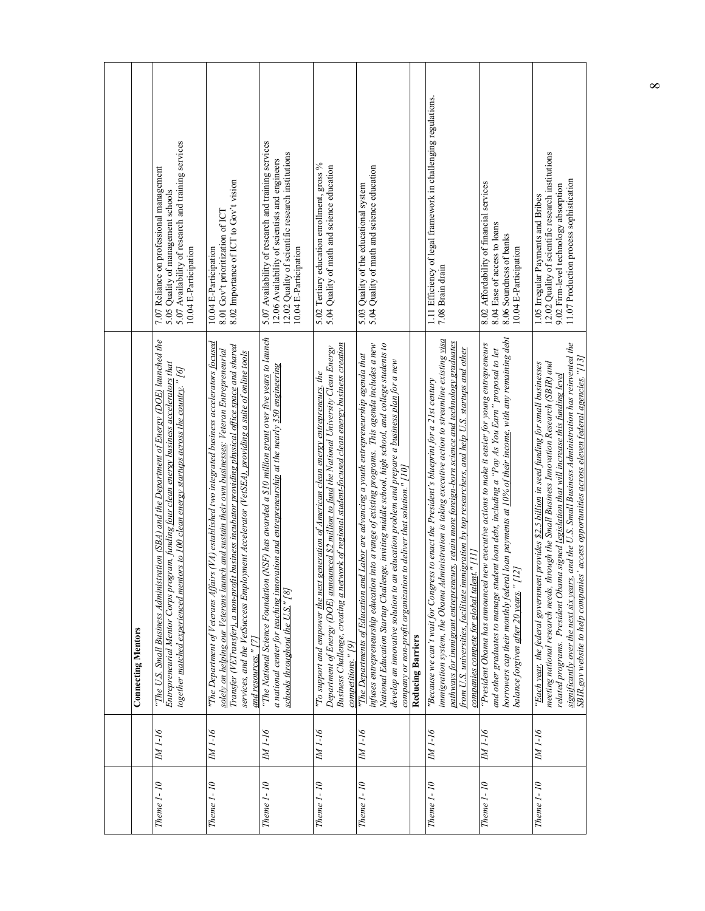| | | | |
|---|---|---|---|
| | | **Connecting Mentors** | |
| *Theme 1- 10* | *IM 1-16* | *"The U.S. Small Business Administration (SBA) and the Department of Energy (DOE) launched the Entrepreneurial Mentor Corps program, funding four clean energy business accelerators that together matched experienced mentors to 100 clean energy startups across the country." [6]* | 7.07 Reliance on professional management<br>5.05 Quality of management schools<br>5.07 Availability of research and training services<br>10.04 E-Participation |
| *Theme 1- 10* | *IM 1-16* | *"The Department of Veterans Affairs (VA) established two integrated business accelerators focused solely on helping our Veterans launch and sustain their own businesses: Veteran Entrepreneurial Transfer (VETransfer), a non-profit business incubator providing physical office space and shared services, and the VetSuccess Employment Accelerator (VetSEA), providing a suite of online tools and resources." [7]* | 10.04 E-Participation<br>8.01 Gov't prioritization of ICT<br>8.02 Importance of ICT to Gov't vision |
| *Theme 1- 10* | *IM 1-16* | *"The National Science Foundation (NSF) has awarded a $10 million grant over five years to launch a national center for teaching innovation and entrepreneurship at the nearly 350 engineering schools throughout the U.S." [8]* | 5.07 Availability of research and training services<br>12.06 Availability of scientists and engineers<br>12.02 Quality of scientific research institutions<br>10.04 E-Participation |
| *Theme 1- 10* | *IM 1-16* | *"To support and empower the next generation of American clean energy entrepreneurs, the Department of Energy (DOE) announced $2 million to fund the National University Clean Energy Business Challenge, creating a network of regional student-focused clean energy business creation competitions." [9]* | 5.02 Tertiary education enrollment, gross %<br>5.04 Quality of math and science education |
| *Theme 1- 10* | *IM 1-16* | *"The Departments of Education and Labor are advancing a youth entrepreneurship agenda that infuses entrepreneurship education into a range of existing programs. This agenda includes a new National Education Startup Challenge, inviting middle school, high school, and college students to develop an innovative solution to an education problem and prepare a business plan for a new company or non-profit organization to deliver that solution." [10]* | 5.03 Quality of the educational system<br>5.04 Quality of math and science education |
| | | **Reducing Barriers** | |
| *Theme 1- 10* | *IM 1-16* | *"Because we can't wait for Congress to enact the President's blueprint for a 21st century immigration system, the Obama Administration is taking executive action to streamline existing visa pathways for immigrant entrepreneurs, retain more foreign-born science and technology graduates from U.S. universities, facilitate immigration by top researchers, and help U.S. startups and other companies compete for global talent." [11]* | 1.11 Efficiency of legal framework in challenging regulations.<br>7.08 Brain drain |
| *Theme 1- 10* | *IM 1-16* | *"President Obama has announced new executive actions to make it easier for young entrepreneurs and other graduates to manage student loan debt, including a "Pay As You Earn" proposal to let borrowers cap their monthly federal loan payments at 10% of their income, with any remaining debt balance forgiven after 20 years." [12]* | 8.02 Affordability of financial services<br>8.04 Ease of access to loans<br>8.06 Soundness of banks<br>10.04 E-Participation |
| *Theme 1- 10* | *IM 1-16* | *"Each year, the federal government provides $2.5 billion in seed funding for small businesses meeting national research needs, through the Small Business Innovation Research (SBIR) and related programs. President Obama signed legislation that will increase this funding level significantly over the next six years, and the U.S. Small Business Administration has reinvented the SBIR.gov website to help companies' access opportunities across eleven federal agencies." [13]* | 1.05 Irregular Payments and Bribes<br>12.02 Quality of scientific research institutions<br>9.02 Firm-level technology absorption<br>11.07 Production process sophistication |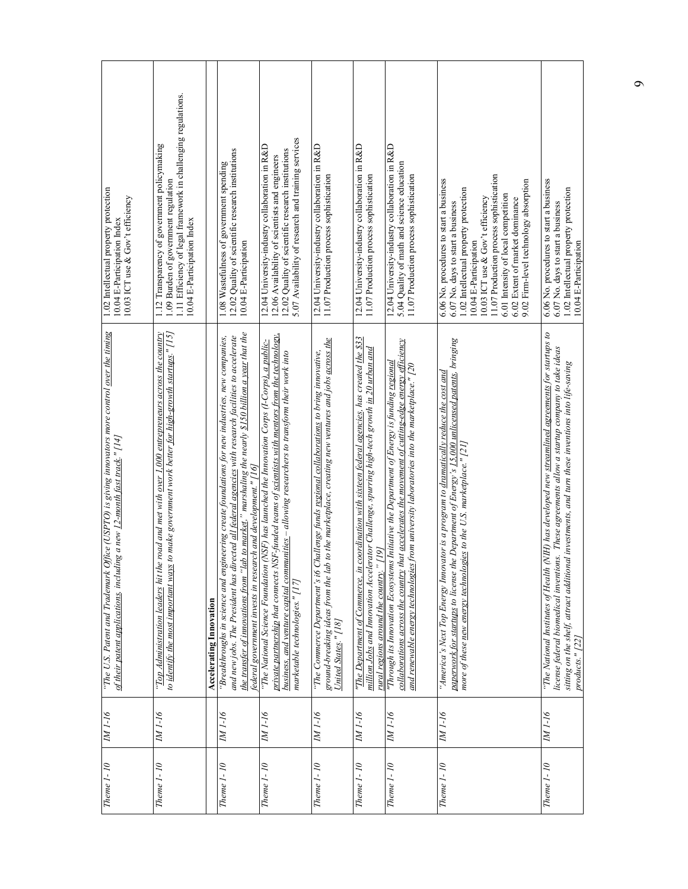| Theme 1- 10 | IM 1-16 | "The U.S. Patent and Trademark Office (USPTO) is giving innovators more control over the timing of their patent applications, including a new 12-month fast track." [14] | 1.02 Intellectual property protection<br>10.04 E-Participation Index<br>10.03 ICT use & Gov't efficiency |
|---|---|---|---|
| Theme 1- 10 | IM 1-16 | "Top Administration leaders hit the road and met with over 1,000 entrepreneurs across the country to identify the most important ways to make government work better for high-growth startups." [15] | 1.12 Transparency of government policymaking<br>1.09 Burden of government regulation<br>1.11 Efficiency of legal framework in challenging regulations.<br>10.04 E-Participation Index |
| | | **Accelerating Innovation** | |
| Theme 1- 10 | IM 1-16 | "Breakthroughs in science and engineering create foundations for new industries, new companies, and new jobs. The President has directed all federal agencies with research facilities to accelerate the transfer of innovations from "lab to market," marshaling the nearly $150 billion a year that the federal government invests in research and development." [16] | 1.08 Wastefulness of government spending<br>12.02 Quality of scientific research institutions<br>10.04 E-Participation |
| Theme 1- 10 | IM 1-16 | "The National Science Foundation (NSF) has launched the Innovation Corps (I-Corps), a public-private partnership that connects NSF-funded teams of scientists with mentors from the technology, business, and venture capital communities – allowing researchers to transform their work into marketable technologies." [17] | 12.04 University-industry collaboration in R&D<br>12.06 Availability of scientists and engineers<br>12.02 Quality of scientific research institutions<br>5.07 Availability of research and training services |
| Theme 1- 10 | IM 1-16 | "The Commerce Department's i6 Challenge funds regional collaborations to bring innovative, ground-breaking ideas from the lab to the marketplace, creating new ventures and jobs across the United States." [18] | 12.04 University-industry collaboration in R&D<br>11.07 Production process sophistication |
| Theme 1- 10 | IM 1-16 | "The Department of Commerce, in coordination with sixteen federal agencies, has created the $33 million Jobs and Innovation Accelerator Challenge, spurring high-tech growth in 20 urban and rural regions around the country." [19] | 12.04 University-industry collaboration in R&D<br>11.07 Production process sophistication |
| Theme 1- 10 | IM 1-16 | "Through its Innovation Ecosystems Initiative the Department of Energy is funding regional collaborations across the country that accelerates the movement of cutting-edge energy efficiency and renewable energy technologies from university laboratories into the marketplace." [20 | 12.04 University-industry collaboration in R&D<br>5.04 Quality of math and science education<br>11.07 Production process sophistication |
| Theme 1- 10 | IM 1-16 | "America's Next Top Energy Innovator is a program to dramatically reduce the cost and paperwork for startups to license the Department of Energy's 15,000 unlicensed patents, bringing more of these new energy technologies to the U.S. marketplace." [21] | 6.06 No. procedures to start a business<br>6.07 No. days to start a business<br>1.02 Intellectual property protection<br>10.04 E-Participation<br>10.03 ICT use & Gov't efficiency<br>11.07 Production process sophistication<br>6.01 Intensity of local competition<br>6.02 Extent of market dominance<br>9.02 Firm-level technology absorption |
| Theme 1- 10 | IM 1-16 | "The National Institutes of Health (NIH) has developed new streamlined agreements for startups to license federal biomedical inventions. These agreements allow a startup company to take ideas sitting on the shelf, attract additional investments, and turn these inventions into life-saving products." [22] | 6.06 No. procedures to start a business<br>6.07 No. days to start a business<br>1.02 Intellectual property protection<br>10.04 E-Participation |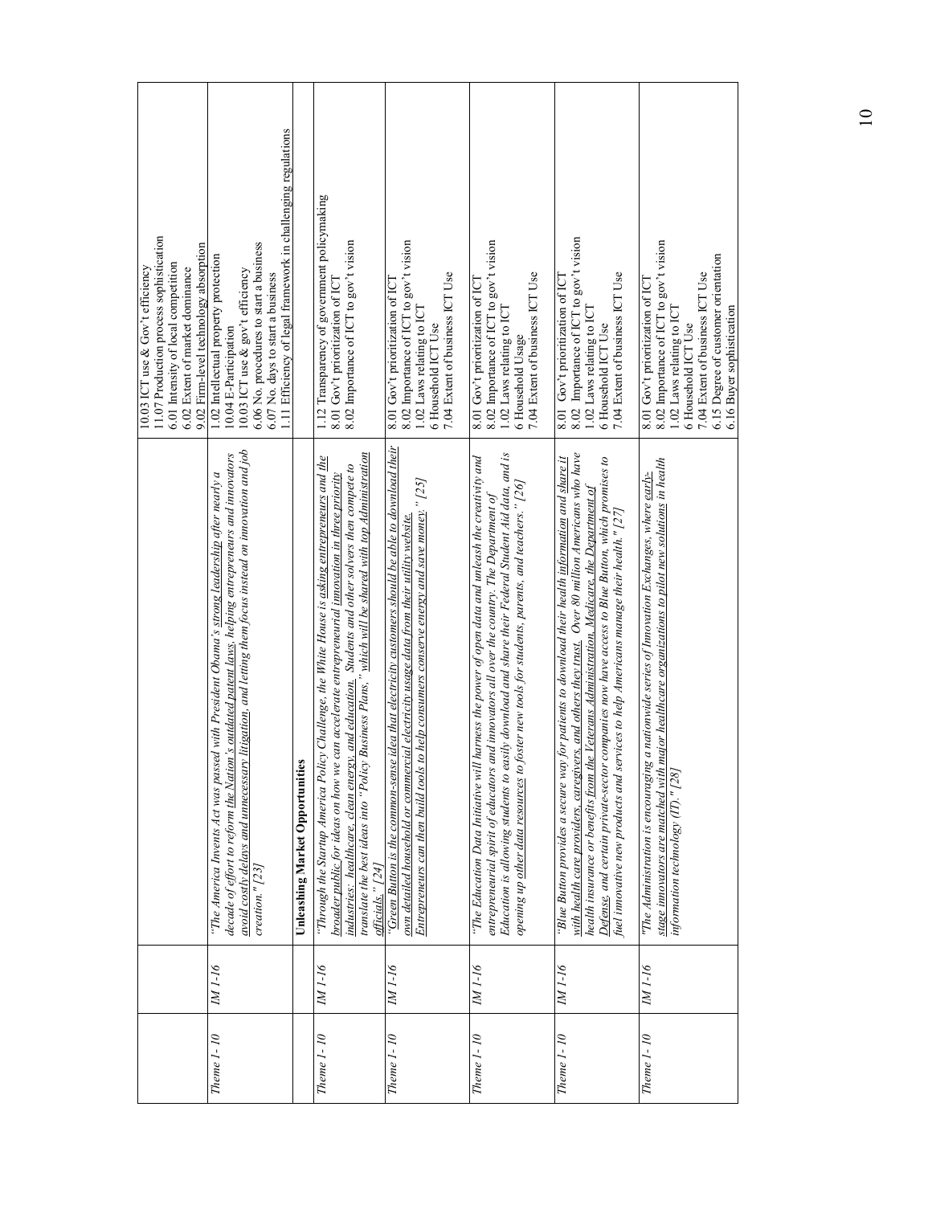| | | | |
|---|---|---|---|
| | | | 10.03 ICT use & Gov't efficiency<br>11.07 Production process sophistication<br>6.01 Intensity of local competition<br>6.02 Extent of market dominance<br>9.02 Firm-level technology absorption |
| *Theme 1- 10* | *IM 1-16* | *"The America Invents Act was passed with President Obama's strong leadership after nearly a decade of effort to reform the Nation's outdated patent laws, helping entrepreneurs and innovators avoid costly delays and unnecessary litigation, and letting them focus instead on innovation and job creation." [23]* | 1.02 Intellectual property protection<br>10.04 E-Participation<br>10.03 ICT use & gov't efficiency<br>6.06 No. procedures to start a business<br>6.07 No. days to start a business<br>1.11 Efficiency of legal framework in challenging regulations |
| | | **Unleashing Market Opportunities** | |
| *Theme 1- 10* | *IM 1-16* | *"Through the Startup America Policy Challenge, the White House is asking entrepreneurs and the broader public for ideas on how we can accelerate entrepreneurial innovation in three priority industries: healthcare, clean energy, and education. Students and other solvers then compete to translate the best ideas into "Policy Business Plans," which will be shared with top Administration officials." [24]* | 1.12 Transparency of government policymaking<br>8.01 Gov't prioritization of ICT<br>8.02 Importance of ICT to gov't vision |
| *Theme 1- 10* | *IM 1-16* | *"Green Button is the common-sense idea that electricity customers should be able to download their own detailed household or commercial electricity usage data from their utility website. Entrepreneurs can then build tools to help consumers conserve energy and save money." [25]* | 8.01 Gov't prioritization of ICT<br>8.02 Importance of ICT to gov't vision<br>1.02 Laws relating to ICT<br>6 Household ICT Use<br>7.04 Extent of business ICT Use |
| *Theme 1- 10* | *IM 1-16* | *"The Education Data Initiative will harness the power of open data and unleash the creativity and entrepreneurial spirit of educators and innovators all over the country. The Department of Education is allowing students to easily download and share their Federal Student Aid data, and is opening up other data resources to foster new tools for students, parents, and teachers." [26]* | 8.01 Gov't prioritization of ICT<br>8.02 Importance of ICT to gov't vision<br>1.02 Laws relating to ICT<br>6 Household Usage<br>7.04 Extent of business ICT Use |
| *Theme 1- 10* | *IM 1-16* | *"Blue Button provides a secure way for patients to download their health information and share it with health care providers, caregivers, and others they trust. Over 80 million Americans who have health insurance or benefits from the Veterans Administration, Medicare, the Department of Defense, and certain private-sector companies now have access to Blue Button, which promises to fuel innovative new products and services to help Americans manage their health." [27]* | 8.01 Gov't prioritization of ICT<br>8.02 Importance of ICT to gov't vision<br>1.02 Laws relating to ICT<br>6 Household ICT Use<br>7.04 Extent of business ICT Use |
| *Theme 1- 10* | *IM 1-16* | *"The Administration is encouraging a nationwide series of Innovation Exchanges, where early-stage innovators are matched with major healthcare organizations to pilot new solutions in health information technology (IT)." [28]* | 8.01 Gov't prioritization of ICT<br>8.02 Importance of ICT to gov't vision<br>1.02 Laws relating to ICT<br>6 Household ICT Use<br>7.04 Extent of business ICT Use<br>6.15 Degree of customer orientation<br>6.16 Buyer sophistication |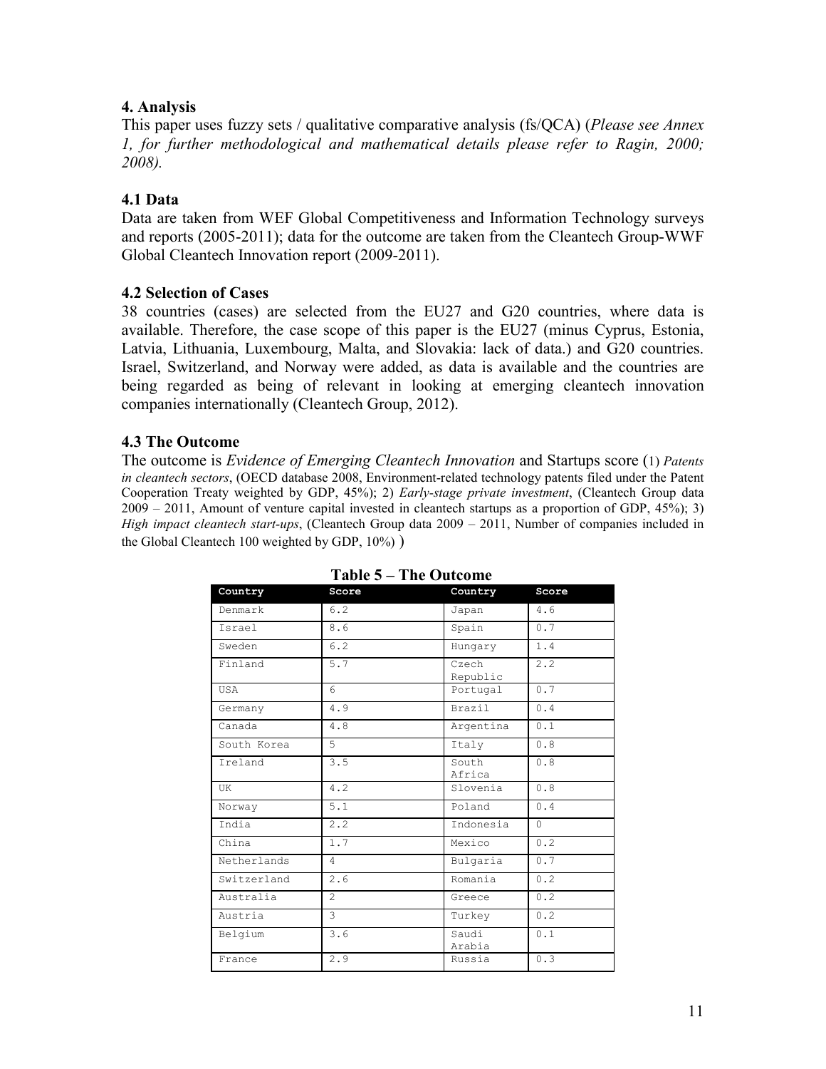## 4. Analysis

This paper uses fuzzy sets / qualitative comparative analysis (fs/QCA) (*Please see Annex 1, for further methodological and mathematical details please refer to Ragin, 2000; 2008).*

### 4.1 Data

Data are taken from WEF Global Competitiveness and Information Technology surveys and reports (2005-2011); data for the outcome are taken from the Cleantech Group-WWF Global Cleantech Innovation report (2009-2011).

### 4.2 Selection of Cases

38 countries (cases) are selected from the EU27 and G20 countries, where data is available. Therefore, the case scope of this paper is the EU27 (minus Cyprus, Estonia, Latvia, Lithuania, Luxembourg, Malta, and Slovakia: lack of data.) and G20 countries. Israel, Switzerland, and Norway were added, as data is available and the countries are being regarded as being of relevant in looking at emerging cleantech innovation companies internationally (Cleantech Group, 2012).

### 4.3 The Outcome

The outcome is *Evidence of Emerging Cleantech Innovation* and Startups score (1) *Patents in cleantech sectors*, (OECD database 2008, Environment-related technology patents filed under the Patent Cooperation Treaty weighted by GDP, 45%); 2) *Early-stage private investment*, (Cleantech Group data 2009 – 2011, Amount of venture capital invested in cleantech startups as a proportion of GDP, 45%); 3) *High impact cleantech start-ups*, (Cleantech Group data 2009 – 2011, Number of companies included in the Global Cleantech 100 weighted by GDP, 10%) )

**Table 5 – The Outcome**

| Country | Score | Country | Score |
|---|---|---|---|
| Denmark | 6.2 | Japan | 4.6 |
| Israel | 8.6 | Spain | 0.7 |
| Sweden | 6.2 | Hungary | 1.4 |
| Finland | 5.7 | Czech Republic | 2.2 |
| USA | 6 | Portugal | 0.7 |
| Germany | 4.9 | Brazil | 0.4 |
| Canada | 4.8 | Argentina | 0.1 |
| South Korea | 5 | Italy | 0.8 |
| Ireland | 3.5 | South Africa | 0.8 |
| UK | 4.2 | Slovenia | 0.8 |
| Norway | 5.1 | Poland | 0.4 |
| India | 2.2 | Indonesia | 0 |
| China | 1.7 | Mexico | 0.2 |
| Netherlands | 4 | Bulgaria | 0.7 |
| Switzerland | 2.6 | Romania | 0.2 |
| Australia | 2 | Greece | 0.2 |
| Austria | 3 | Turkey | 0.2 |
| Belgium | 3.6 | Saudi Arabia | 0.1 |
| France | 2.9 | Russia | 0.3 |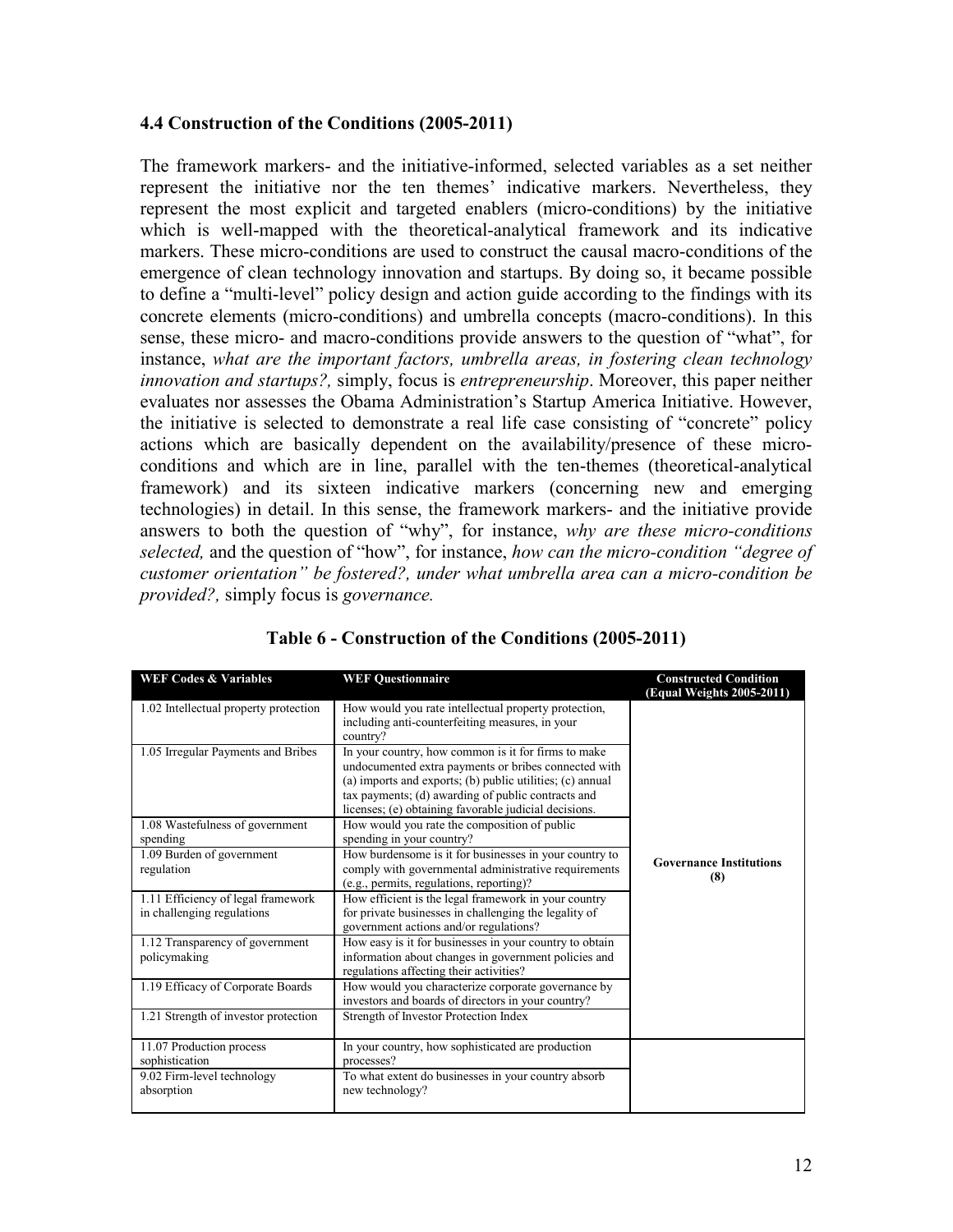### 4.4 Construction of the Conditions (2005-2011)

The framework markers- and the initiative-informed, selected variables as a set neither represent the initiative nor the ten themes' indicative markers. Nevertheless, they represent the most explicit and targeted enablers (micro-conditions) by the initiative which is well-mapped with the theoretical-analytical framework and its indicative markers. These micro-conditions are used to construct the causal macro-conditions of the emergence of clean technology innovation and startups. By doing so, it became possible to define a "multi-level" policy design and action guide according to the findings with its concrete elements (micro-conditions) and umbrella concepts (macro-conditions). In this sense, these micro- and macro-conditions provide answers to the question of "what", for instance, *what are the important factors, umbrella areas, in fostering clean technology innovation and startups?,* simply, focus is *entrepreneurship*. Moreover, this paper neither evaluates nor assesses the Obama Administration's Startup America Initiative. However, the initiative is selected to demonstrate a real life case consisting of "concrete" policy actions which are basically dependent on the availability/presence of these micro-conditions and which are in line, parallel with the ten-themes (theoretical-analytical framework) and its sixteen indicative markers (concerning new and emerging technologies) in detail. In this sense, the framework markers- and the initiative provide answers to both the question of "why", for instance, *why are these micro-conditions selected,* and the question of "how", for instance, *how can the micro-condition "degree of customer orientation" be fostered?, under what umbrella area can a micro-condition be provided?,* simply focus is *governance.*

**Table 6 - Construction of the Conditions (2005-2011)**

| WEF Codes & Variables | WEF Questionnaire | Constructed Condition (Equal Weights 2005-2011) |
|---|---|---|
| 1.02 Intellectual property protection | How would you rate intellectual property protection, including anti-counterfeiting measures, in your country? | Governance Institutions (8) |
| 1.05 Irregular Payments and Bribes | In your country, how common is it for firms to make undocumented extra payments or bribes connected with (a) imports and exports; (b) public utilities; (c) annual tax payments; (d) awarding of public contracts and licenses; (e) obtaining favorable judicial decisions. | |
| 1.08 Wastefulness of government spending | How would you rate the composition of public spending in your country? | |
| 1.09 Burden of government regulation | How burdensome is it for businesses in your country to comply with governmental administrative requirements (e.g., permits, regulations, reporting)? | |
| 1.11 Efficiency of legal framework in challenging regulations | How efficient is the legal framework in your country for private businesses in challenging the legality of government actions and/or regulations? | |
| 1.12 Transparency of government policymaking | How easy is it for businesses in your country to obtain information about changes in government policies and regulations affecting their activities? | |
| 1.19 Efficacy of Corporate Boards | How would you characterize corporate governance by investors and boards of directors in your country? | |
| 1.21 Strength of investor protection | Strength of Investor Protection Index | |
| 11.07 Production process sophistication | In your country, how sophisticated are production processes? | |
| 9.02 Firm-level technology absorption | To what extent do businesses in your country absorb new technology? | |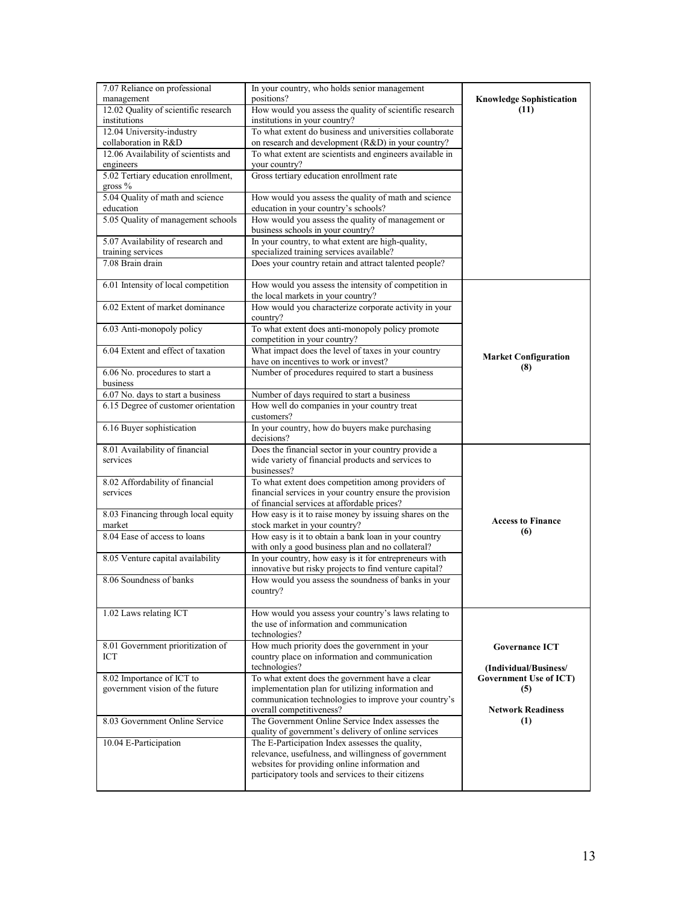| | | |
|---|---|---|
| 7.07 Reliance on professional management | In your country, who holds senior management positions? | **Knowledge Sophistication (11)** |
| 12.02 Quality of scientific research institutions | How would you assess the quality of scientific research institutions in your country? | |
| 12.04 University-industry collaboration in R&D | To what extent do business and universities collaborate on research and development (R&D) in your country? | |
| 12.06 Availability of scientists and engineers | To what extent are scientists and engineers available in your country? | |
| 5.02 Tertiary education enrollment, gross % | Gross tertiary education enrollment rate | |
| 5.04 Quality of math and science education | How would you assess the quality of math and science education in your country's schools? | |
| 5.05 Quality of management schools | How would you assess the quality of management or business schools in your country? | |
| 5.07 Availability of research and training services | In your country, to what extent are high-quality, specialized training services available? | |
| 7.08 Brain drain | Does your country retain and attract talented people? | |
| 6.01 Intensity of local competition | How would you assess the intensity of competition in the local markets in your country? | **Market Configuration (8)** |
| 6.02 Extent of market dominance | How would you characterize corporate activity in your country? | |
| 6.03 Anti-monopoly policy | To what extent does anti-monopoly policy promote competition in your country? | |
| 6.04 Extent and effect of taxation | What impact does the level of taxes in your country have on incentives to work or invest? | |
| 6.06 No. procedures to start a business | Number of procedures required to start a business | |
| 6.07 No. days to start a business | Number of days required to start a business | |
| 6.15 Degree of customer orientation | How well do companies in your country treat customers? | |
| 6.16 Buyer sophistication | In your country, how do buyers make purchasing decisions? | |
| 8.01 Availability of financial services | Does the financial sector in your country provide a wide variety of financial products and services to businesses? | **Access to Finance (6)** |
| 8.02 Affordability of financial services | To what extent does competition among providers of financial services in your country ensure the provision of financial services at affordable prices? | |
| 8.03 Financing through local equity market | How easy is it to raise money by issuing shares on the stock market in your country? | |
| 8.04 Ease of access to loans | How easy is it to obtain a bank loan in your country with only a good business plan and no collateral? | |
| 8.05 Venture capital availability | In your country, how easy is it for entrepreneurs with innovative but risky projects to find venture capital? | |
| 8.06 Soundness of banks | How would you assess the soundness of banks in your country? | |
| 1.02 Laws relating ICT | How would you assess your country's laws relating to the use of information and communication technologies? | **Governance ICT** **(Individual/Business/ Government Use of ICT) (5)** **Network Readiness (1)** |
| 8.01 Government prioritization of ICT | How much priority does the government in your country place on information and communication technologies? | |
| 8.02 Importance of ICT to government vision of the future | To what extent does the government have a clear implementation plan for utilizing information and communication technologies to improve your country's overall competitiveness? | |
| 8.03 Government Online Service | The Government Online Service Index assesses the quality of government's delivery of online services | |
| 10.04 E-Participation | The E-Participation Index assesses the quality, relevance, usefulness, and willingness of government websites for providing online information and participatory tools and services to their citizens | |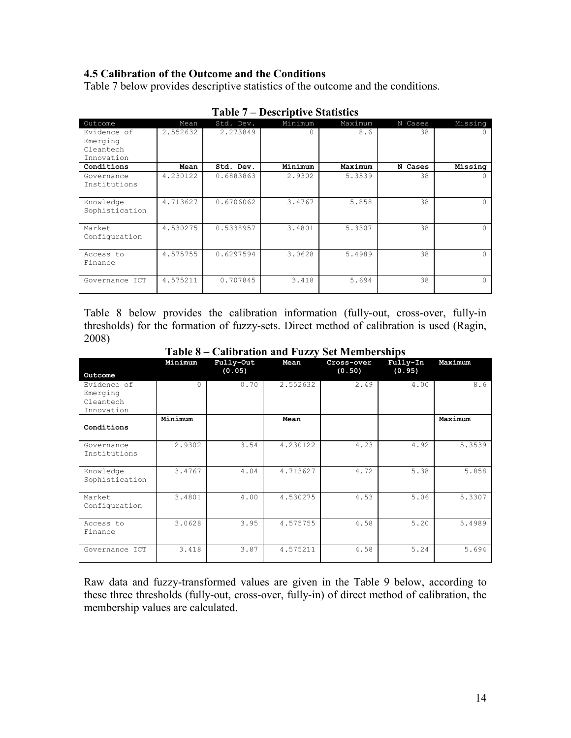### 4.5 Calibration of the Outcome and the Conditions

Table 7 below provides descriptive statistics of the outcome and the conditions.

**Table 7 – Descriptive Statistics**

| Outcome | Mean | Std. Dev. | Minimum | Maximum | N Cases | Missing |
|---|---|---|---|---|---|---|
| Evidence of Emerging Cleantech Innovation | 2.552632 | 2.273849 | 0 | 8.6 | 38 | 0 |
| **Conditions** | **Mean** | **Std. Dev.** | **Minimum** | **Maximum** | **N Cases** | **Missing** |
| Governance Institutions | 4.230122 | 0.6883863 | 2.9302 | 5.3539 | 38 | 0 |
| Knowledge Sophistication | 4.713627 | 0.6706062 | 3.4767 | 5.858 | 38 | 0 |
| Market Configuration | 4.530275 | 0.5338957 | 3.4801 | 5.3307 | 38 | 0 |
| Access to Finance | 4.575755 | 0.6297594 | 3.0628 | 5.4989 | 38 | 0 |
| Governance ICT | 4.575211 | 0.707845 | 3.418 | 5.694 | 38 | 0 |

Table 8 below provides the calibration information (fully-out, cross-over, fully-in thresholds) for the formation of fuzzy-sets. Direct method of calibration is used (Ragin, 2008)

**Table 8 – Calibration and Fuzzy Set Memberships**

| Outcome | Minimum | Fully-Out (0.05) | Mean | Cross-over (0.50) | Fully-In (0.95) | Maximum |
|---|---|---|---|---|---|---|
| Evidence of Emerging Cleantech Innovation | 0 | 0.70 | 2.552632 | 2.49 | 4.00 | 8.6 |
| **Conditions** | **Minimum** | | **Mean** | | | **Maximum** |
| Governance Institutions | 2.9302 | 3.54 | 4.230122 | 4.23 | 4.92 | 5.3539 |
| Knowledge Sophistication | 3.4767 | 4.04 | 4.713627 | 4.72 | 5.38 | 5.858 |
| Market Configuration | 3.4801 | 4.00 | 4.530275 | 4.53 | 5.06 | 5.3307 |
| Access to Finance | 3.0628 | 3.95 | 4.575755 | 4.58 | 5.20 | 5.4989 |
| Governance ICT | 3.418 | 3.87 | 4.575211 | 4.58 | 5.24 | 5.694 |

Raw data and fuzzy-transformed values are given in the Table 9 below, according to these three thresholds (fully-out, cross-over, fully-in) of direct method of calibration, the membership values are calculated.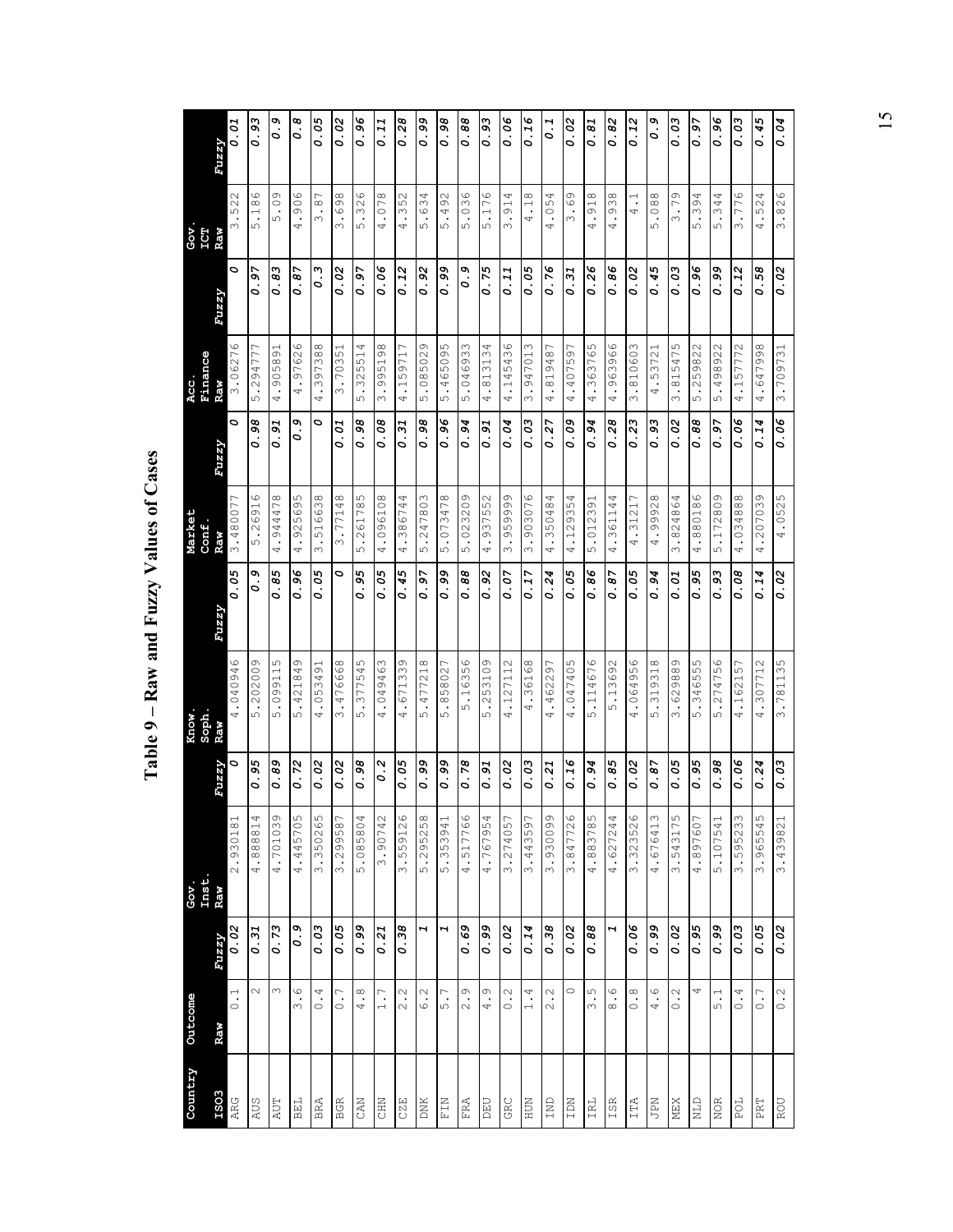# Table 9 – Raw and Fuzzy Values of Cases

| Country | Outcome | | Gov. Inst. | | Know. Soph. | | Market Conf. | | Acc. Finance | | Gov. ICT | |
|---|---|---|---|---|---|---|---|---|---|---|---|---|
| ISO3 | Raw | Fuzzy | Raw | Fuzzy | Raw | Fuzzy | Raw | Fuzzy | Raw | Fuzzy | Raw | Fuzzy |
| ARG | 0.1 | *0.02* | 2.930181 | *0* | 4.040946 | *0.05* | 3.480077 | *0* | 3.06276 | *0* | 3.522 | *0.01* |
| AUS | 2 | *0.31* | 4.888814 | *0.95* | 5.202009 | *0.9* | 5.26916 | *0.98* | 5.294777 | *0.97* | 5.186 | *0.93* |
| AUT | 3 | *0.73* | 4.701039 | *0.89* | 5.099115 | *0.85* | 4.944478 | *0.91* | 4.905891 | *0.83* | 5.09 | *0.9* |
| BEL | 3.6 | *0.9* | 4.445705 | *0.72* | 5.421849 | *0.96* | 4.925695 | *0.9* | 4.97626 | *0.87* | 4.906 | *0.8* |
| BRA | 0.4 | *0.03* | 3.350265 | *0.02* | 4.053491 | *0.05* | 3.516638 | *0* | 4.397388 | *0.3* | 3.87 | *0.05* |
| BGR | 0.7 | *0.05* | 3.299587 | *0.02* | 3.476668 | *0* | 3.77148 | *0.01* | 3.70351 | *0.02* | 3.698 | *0.02* |
| CAN | 4.8 | *0.99* | 5.085804 | *0.98* | 5.377545 | *0.95* | 5.261785 | *0.98* | 5.325514 | *0.97* | 5.326 | *0.96* |
| CHN | 1.7 | *0.21* | 3.90742 | *0.2* | 4.049463 | *0.05* | 4.096108 | *0.08* | 3.995198 | *0.06* | 4.078 | *0.11* |
| CZE | 2.2 | *0.38* | 3.559126 | *0.05* | 4.671339 | *0.45* | 4.386744 | *0.31* | 4.159717 | *0.12* | 4.352 | *0.28* |
| DNK | 6.2 | *1* | 5.295258 | *0.99* | 5.477218 | *0.97* | 5.247803 | *0.98* | 5.085029 | *0.92* | 5.634 | *0.99* |
| FIN | 5.7 | *1* | 5.353941 | *0.99* | 5.858027 | *0.99* | 5.073478 | *0.96* | 5.465095 | *0.99* | 5.492 | *0.98* |
| FRA | 2.9 | *0.69* | 4.517766 | *0.78* | 5.16356 | *0.88* | 5.023209 | *0.94* | 5.046933 | *0.9* | 5.036 | *0.88* |
| DEU | 4.9 | *0.99* | 4.767954 | *0.91* | 5.253109 | *0.92* | 4.937552 | *0.91* | 4.813134 | *0.75* | 5.176 | *0.93* |
| GRC | 0.2 | *0.02* | 3.274057 | *0.02* | 4.127112 | *0.07* | 3.959999 | *0.04* | 4.145436 | *0.11* | 3.914 | *0.06* |
| HUN | 1.4 | *0.14* | 3.443597 | *0.03* | 4.36168 | *0.17* | 3.903076 | *0.03* | 3.947013 | *0.05* | 4.18 | *0.16* |
| IND | 2.2 | *0.38* | 3.930099 | *0.21* | 4.462297 | *0.24* | 4.350484 | *0.27* | 4.819487 | *0.76* | 4.054 | *0.1* |
| IDN | 0 | *0.02* | 3.847726 | *0.16* | 4.047405 | *0.05* | 4.129354 | *0.09* | 4.407597 | *0.31* | 3.69 | *0.02* |
| IRL | 3.5 | *0.88* | 4.883785 | *0.94* | 5.114676 | *0.86* | 5.012391 | *0.94* | 4.363765 | *0.26* | 4.918 | *0.81* |
| ISR | 8.6 | *1* | 4.627244 | *0.85* | 5.13692 | *0.87* | 4.361144 | *0.28* | 4.963966 | *0.86* | 4.938 | *0.82* |
| ITA | 0.8 | *0.06* | 3.323526 | *0.02* | 4.064956 | *0.05* | 4.31217 | *0.23* | 3.810603 | *0.02* | 4.1 | *0.12* |
| JPN | 4.6 | *0.99* | 4.676413 | *0.87* | 5.319318 | *0.94* | 4.99928 | *0.93* | 4.53721 | *0.45* | 5.088 | *0.9* |
| MEX | 0.2 | *0.02* | 3.543175 | *0.05* | 3.629889 | *0.01* | 3.824864 | *0.02* | 3.815475 | *0.03* | 3.79 | *0.03* |
| NLD | 4 | *0.95* | 4.897607 | *0.95* | 5.346555 | *0.95* | 4.880186 | *0.88* | 5.259822 | *0.96* | 5.394 | *0.97* |
| NOR | 5.1 | *0.99* | 5.107541 | *0.98* | 5.274756 | *0.93* | 5.172809 | *0.97* | 5.498922 | *0.99* | 5.344 | *0.96* |
| POL | 0.4 | *0.03* | 3.595233 | *0.06* | 4.162157 | *0.08* | 4.034888 | *0.06* | 4.157772 | *0.12* | 3.776 | *0.03* |
| PRT | 0.7 | *0.05* | 3.965545 | *0.24* | 4.307712 | *0.14* | 4.207039 | *0.14* | 4.647998 | *0.58* | 4.524 | *0.45* |
| ROU | 0.2 | *0.02* | 3.439821 | *0.03* | 3.781135 | *0.02* | 4.0525 | *0.06* | 3.709731 | *0.02* | 3.826 | *0.04* |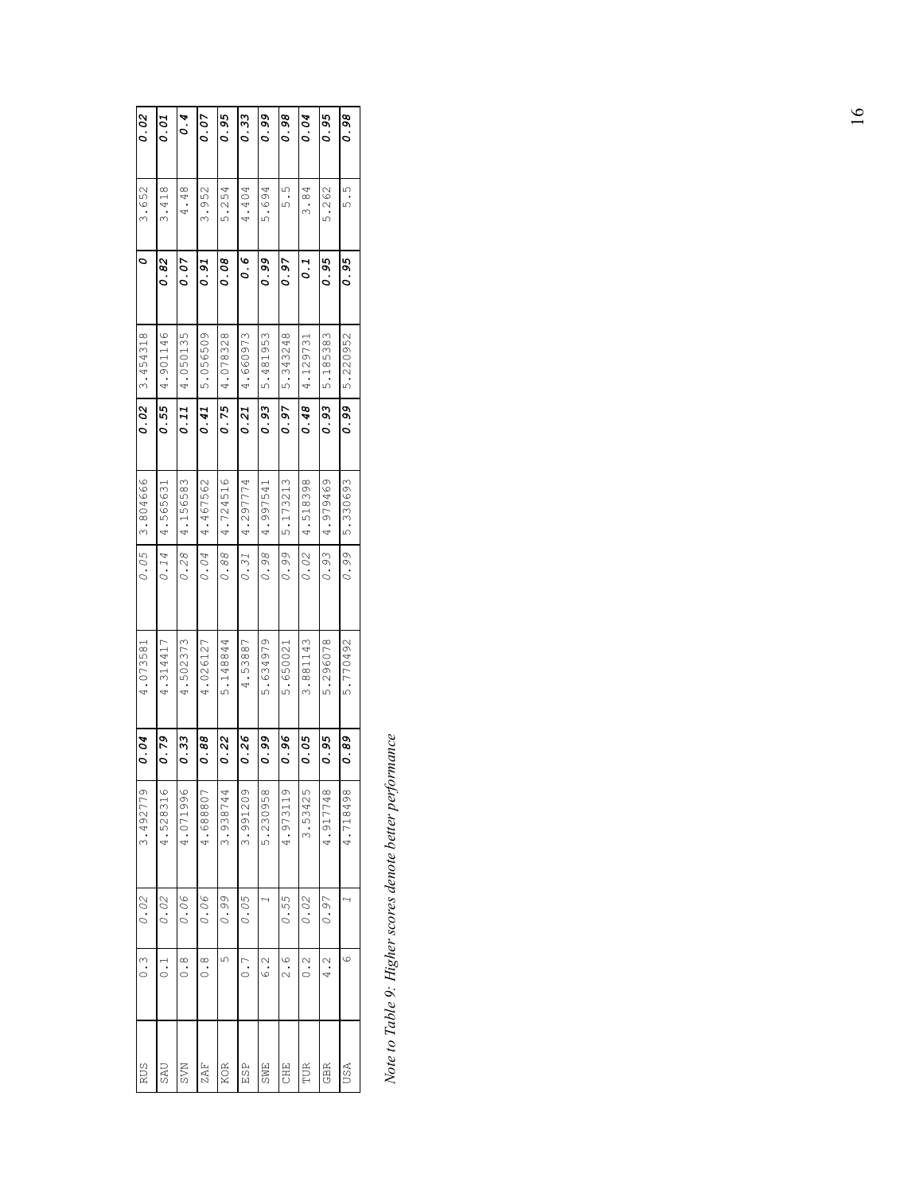| RUS | 0.3 | *0.02* | 3.492779 | ***0.04*** | 4.073581 | *0.05* | 3.804666 | ***0.02*** | 3.454318 | ***0*** | 3.652 | ***0.02*** |
|---|---|---|---|---|---|---|---|---|---|---|---|---|
| SAU | 0.1 | *0.02* | 4.528316 | ***0.79*** | 4.314417 | *0.14* | 4.565631 | ***0.55*** | 4.901146 | ***0.82*** | 3.418 | ***0.01*** |
| SVN | 0.8 | *0.06* | 4.071996 | ***0.33*** | 4.502373 | *0.28* | 4.156583 | ***0.11*** | 4.050135 | ***0.07*** | 4.48 | ***0.4*** |
| ZAF | 0.8 | *0.06* | 4.688807 | ***0.88*** | 4.026127 | *0.04* | 4.467562 | ***0.41*** | 5.056509 | ***0.91*** | 3.952 | ***0.07*** |
| KOR | 5 | *0.99* | 3.938744 | ***0.22*** | 5.148844 | *0.88* | 4.724516 | ***0.75*** | 4.078328 | ***0.08*** | 5.254 | ***0.95*** |
| ESP | 0.7 | *0.05* | 3.991209 | ***0.26*** | 4.53887 | *0.31* | 4.297774 | ***0.21*** | 4.660973 | ***0.6*** | 4.404 | ***0.33*** |
| SWE | 6.2 | *1* | 5.230958 | ***0.99*** | 5.634979 | *0.98* | 4.997541 | ***0.93*** | 5.481953 | ***0.99*** | 5.694 | ***0.99*** |
| CHE | 2.6 | *0.55* | 4.973119 | ***0.96*** | 5.650021 | *0.99* | 5.173213 | ***0.97*** | 5.343248 | ***0.97*** | 5.5 | ***0.98*** |
| TUR | 0.2 | *0.02* | 3.53425 | ***0.05*** | 3.881143 | *0.02* | 4.518398 | ***0.48*** | 4.129731 | ***0.1*** | 3.84 | ***0.04*** |
| GBR | 4.2 | *0.97* | 4.917748 | ***0.95*** | 5.296078 | *0.93* | 4.979469 | ***0.93*** | 5.185383 | ***0.95*** | 5.262 | ***0.95*** |
| USA | 6 | *1* | 4.718498 | ***0.89*** | 5.770492 | *0.99* | 5.330693 | ***0.99*** | 5.220952 | ***0.95*** | 5.5 | ***0.98*** |

*Note to Table 9: Higher scores denote better performance*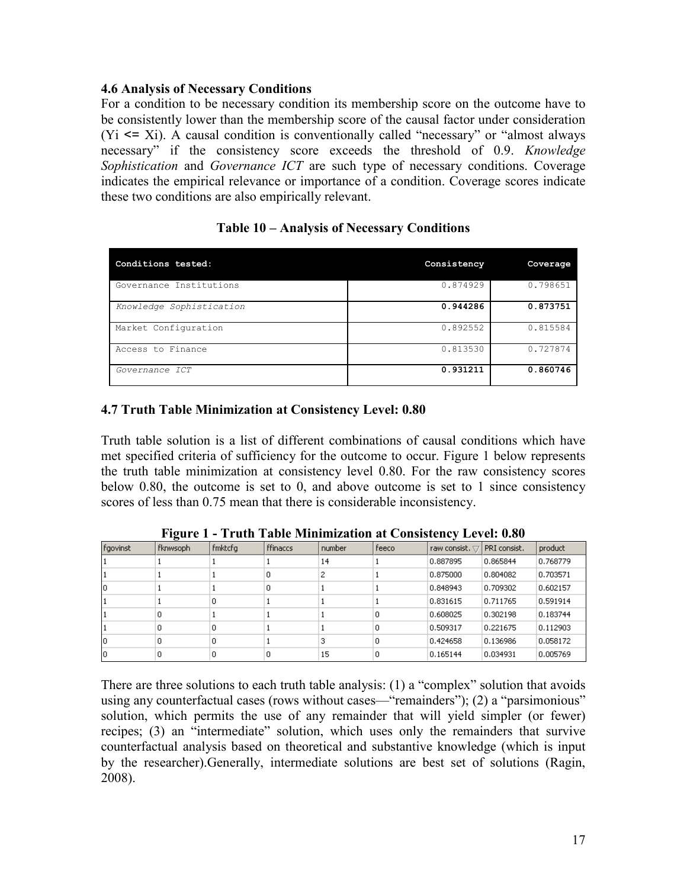### 4.6 Analysis of Necessary Conditions

For a condition to be necessary condition its membership score on the outcome have to be consistently lower than the membership score of the causal factor under consideration (Yi <= Xi). A causal condition is conventionally called "necessary" or "almost always necessary" if the consistency score exceeds the threshold of 0.9. *Knowledge Sophistication* and *Governance ICT* are such type of necessary conditions. Coverage indicates the empirical relevance or importance of a condition. Coverage scores indicate these two conditions are also empirically relevant.

**Table 10 – Analysis of Necessary Conditions**

| Conditions tested: | Consistency | Coverage |
|---|---|---|
| Governance Institutions | 0.874929 | 0.798651 |
| *Knowledge Sophistication* | **0.944286** | **0.873751** |
| Market Configuration | 0.892552 | 0.815584 |
| Access to Finance | 0.813530 | 0.727874 |
| *Governance ICT* | **0.931211** | **0.860746** |

### 4.7 Truth Table Minimization at Consistency Level: 0.80

Truth table solution is a list of different combinations of causal conditions which have met specified criteria of sufficiency for the outcome to occur. Figure 1 below represents the truth table minimization at consistency level 0.80. For the raw consistency scores below 0.80, the outcome is set to 0, and above outcome is set to 1 since consistency scores of less than 0.75 mean that there is considerable inconsistency.

**Figure 1 - Truth Table Minimization at Consistency Level: 0.80**

| fgovinst | fknwsoph | fmktcfg | ffinaccs | number | feeco | raw consist. | PRI consist. | product |
|---|---|---|---|---|---|---|---|---|
| 1 | 1 | 1 | 1 | 14 | 1 | 0.887895 | 0.865844 | 0.768779 |
| 1 | 1 | 1 | 0 | 2 | 1 | 0.875000 | 0.804082 | 0.703571 |
| 0 | 1 | 1 | 0 | 1 | 1 | 0.848943 | 0.709302 | 0.602157 |
| 1 | 1 | 0 | 1 | 1 | 1 | 0.831615 | 0.711765 | 0.591914 |
| 1 | 0 | 1 | 1 | 1 | 0 | 0.608025 | 0.302198 | 0.183744 |
| 1 | 0 | 0 | 1 | 1 | 0 | 0.509317 | 0.221675 | 0.112903 |
| 0 | 0 | 0 | 1 | 3 | 0 | 0.424658 | 0.136986 | 0.058172 |
| 0 | 0 | 0 | 0 | 15 | 0 | 0.165144 | 0.034931 | 0.005769 |

There are three solutions to each truth table analysis: (1) a "complex" solution that avoids using any counterfactual cases (rows without cases—"remainders"); (2) a "parsimonious" solution, which permits the use of any remainder that will yield simpler (or fewer) recipes; (3) an "intermediate" solution, which uses only the remainders that survive counterfactual analysis based on theoretical and substantive knowledge (which is input by the researcher).Generally, intermediate solutions are best set of solutions (Ragin, 2008).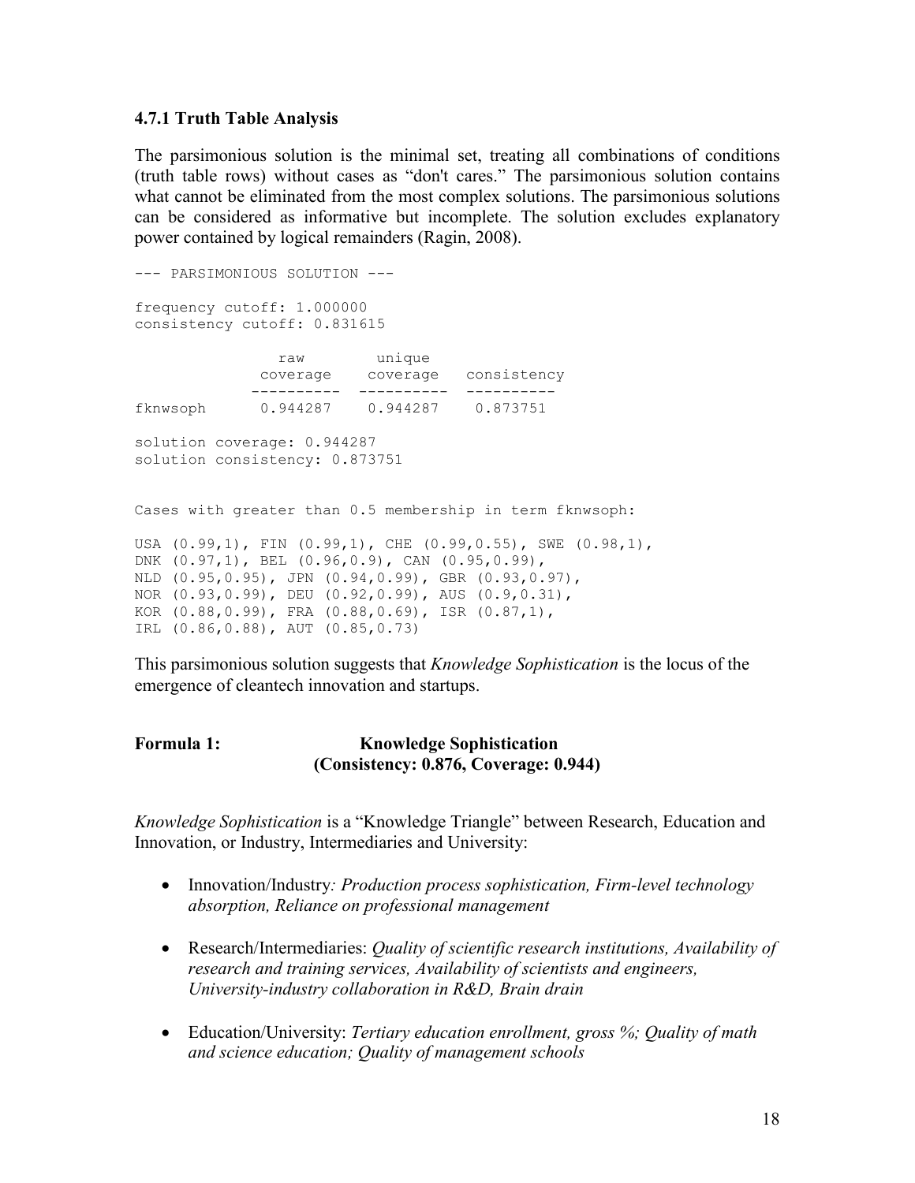### 4.7.1 Truth Table Analysis

The parsimonious solution is the minimal set, treating all combinations of conditions (truth table rows) without cases as "don't cares." The parsimonious solution contains what cannot be eliminated from the most complex solutions. The parsimonious solutions can be considered as informative but incomplete. The solution excludes explanatory power contained by logical remainders (Ragin, 2008).

```
--- PARSIMONIOUS SOLUTION ---

frequency cutoff: 1.000000
consistency cutoff: 0.831615

               raw        unique
             coverage    coverage   consistency
            ----------  ----------  ----------
fknwsoph      0.944287    0.944287    0.873751

solution coverage: 0.944287
solution consistency: 0.873751


Cases with greater than 0.5 membership in term fknwsoph:

USA (0.99,1), FIN (0.99,1), CHE (0.99,0.55), SWE (0.98,1),
DNK (0.97,1), BEL (0.96,0.9), CAN (0.95,0.99),
NLD (0.95,0.95), JPN (0.94,0.99), GBR (0.93,0.97),
NOR (0.93,0.99), DEU (0.92,0.99), AUS (0.9,0.31),
KOR (0.88,0.99), FRA (0.88,0.69), ISR (0.87,1),
IRL (0.86,0.88), AUT (0.85,0.73)
```

This parsimonious solution suggests that *Knowledge Sophistication* is the locus of the emergence of cleantech innovation and startups.

**Formula 1: Knowledge Sophistication (Consistency: 0.876, Coverage: 0.944)**

*Knowledge Sophistication* is a "Knowledge Triangle" between Research, Education and Innovation, or Industry, Intermediaries and University:

- Innovation/Industry*: Production process sophistication, Firm-level technology absorption, Reliance on professional management*
- Research/Intermediaries: *Quality of scientific research institutions, Availability of research and training services, Availability of scientists and engineers, University-industry collaboration in R&D, Brain drain*
- Education/University: *Tertiary education enrollment, gross %; Quality of math and science education; Quality of management schools*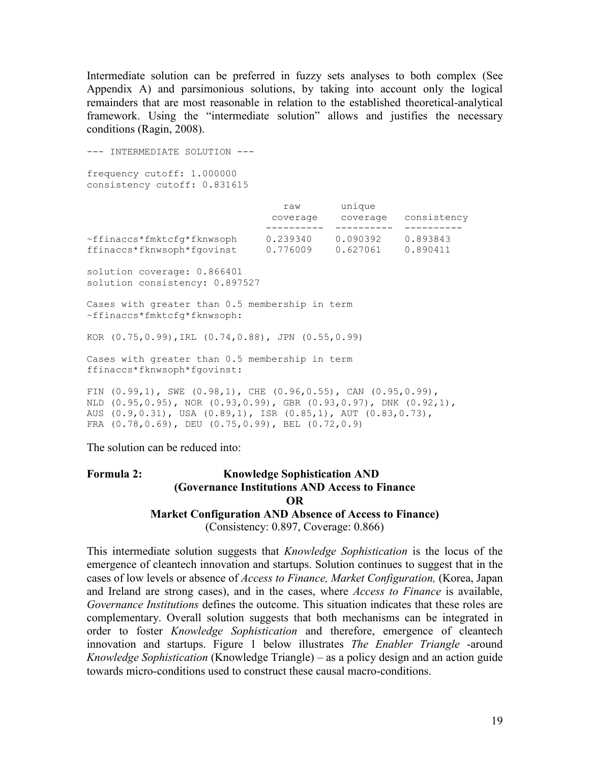Intermediate solution can be preferred in fuzzy sets analyses to both complex (See Appendix A) and parsimonious solutions, by taking into account only the logical remainders that are most reasonable in relation to the established theoretical-analytical framework. Using the "intermediate solution" allows and justifies the necessary conditions (Ragin, 2008).

```
--- INTERMEDIATE SOLUTION ---

frequency cutoff: 1.000000
consistency cutoff: 0.831615

                              raw        unique
                              coverage   coverage   consistency
                              ---------- ---------- ----------
~ffinaccs*fmktcfg*fknwsoph    0.239340   0.090392   0.893843
ffinaccs*fknwsoph*fgovinst    0.776009   0.627061   0.890411

solution coverage: 0.866401
solution consistency: 0.897527

Cases with greater than 0.5 membership in term
~ffinaccs*fmktcfg*fknwsoph:

KOR (0.75,0.99),IRL (0.74,0.88), JPN (0.55,0.99)

Cases with greater than 0.5 membership in term
ffinaccs*fknwsoph*fgovinst:

FIN (0.99,1), SWE (0.98,1), CHE (0.96,0.55), CAN (0.95,0.99),
NLD (0.95,0.95), NOR (0.93,0.99), GBR (0.93,0.97), DNK (0.92,1),
AUS (0.9,0.31), USA (0.89,1), ISR (0.85,1), AUT (0.83,0.73),
FRA (0.78,0.69), DEU (0.75,0.99), BEL (0.72,0.9)
```

The solution can be reduced into:

**Formula 2: Knowledge Sophistication AND**
**(Governance Institutions AND Access to Finance**
**OR**
**Market Configuration AND Absence of Access to Finance)**
(Consistency: 0.897, Coverage: 0.866)

This intermediate solution suggests that *Knowledge Sophistication* is the locus of the emergence of cleantech innovation and startups. Solution continues to suggest that in the cases of low levels or absence of *Access to Finance, Market Configuration,* (Korea, Japan and Ireland are strong cases), and in the cases, where *Access to Finance* is available, *Governance Institutions* defines the outcome. This situation indicates that these roles are complementary. Overall solution suggests that both mechanisms can be integrated in order to foster *Knowledge Sophistication* and therefore, emergence of cleantech innovation and startups. Figure 1 below illustrates *The Enabler Triangle* -around *Knowledge Sophistication* (Knowledge Triangle) – as a policy design and an action guide towards micro-conditions used to construct these causal macro-conditions.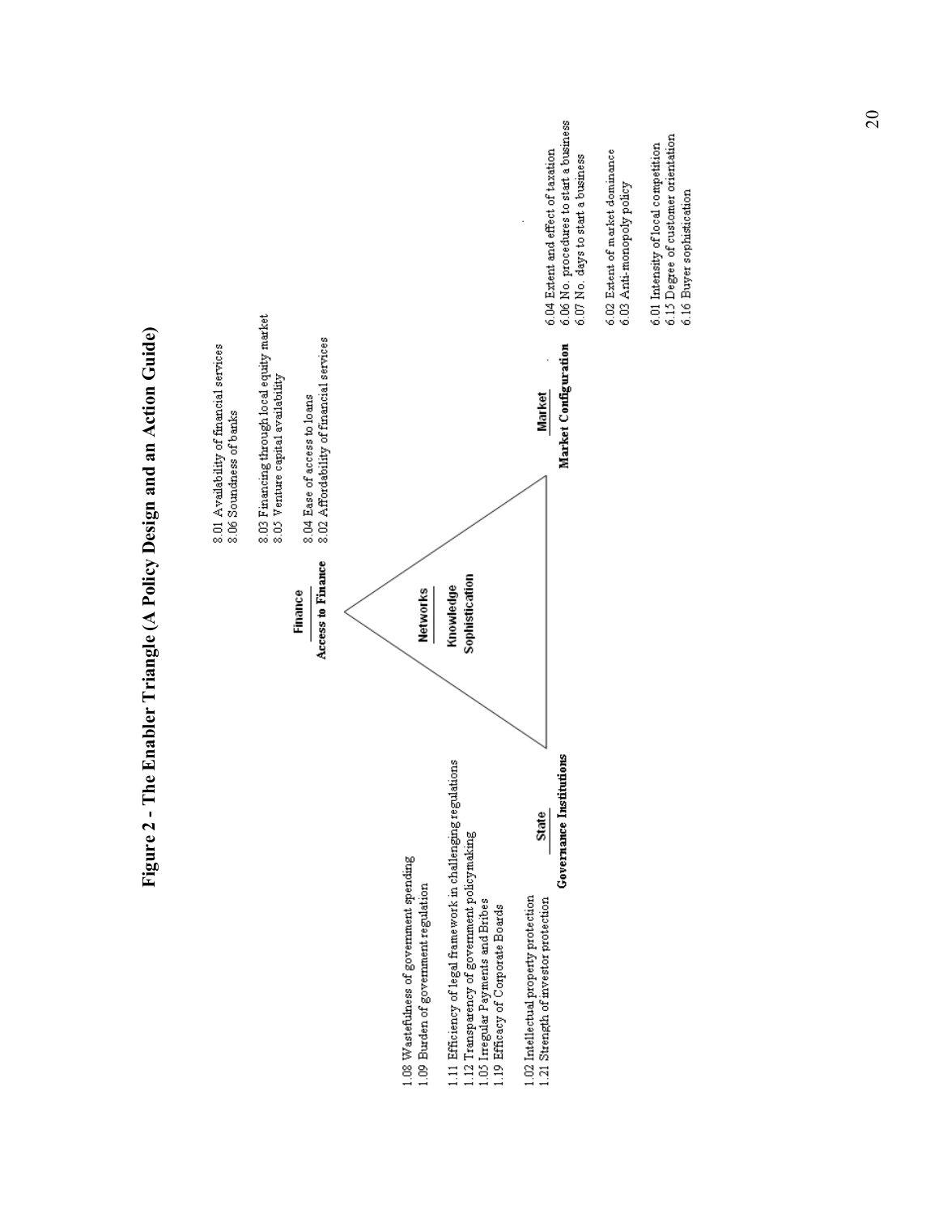# Figure 2 - The Enabler Triangle (A Policy Design and an Action Guide)

**Finance**

**Access to Finance**

8.01 Availability of financial services
8.06 Soundness of banks

8.03 Financing through local equity market
8.05 Venture capital availability

8.04 Ease of access to loans
8.02 Affordability of financial services

**Networks**

**Knowledge Sophistication**

**State**

**Governance Institutions**

1.08 Wastefulness of government spending
1.09 Burden of government regulation

1.11 Efficiency of legal framework in challenging regulations
1.12 Transparency of government policymaking
1.05 Irregular Payments and Bribes
1.19 Efficacy of Corporate Boards

1.02 Intellectual property protection
1.21 Strength of investor protection

**Market**

**Market Configuration**

6.04 Extent and effect of taxation
6.06 No. procedures to start a business
6.07 No. days to start a business

6.02 Extent of market dominance
6.03 Anti-monopoly policy

6.01 Intensity of local competition
6.15 Degree of customer orientation
6.16 Buyer sophistication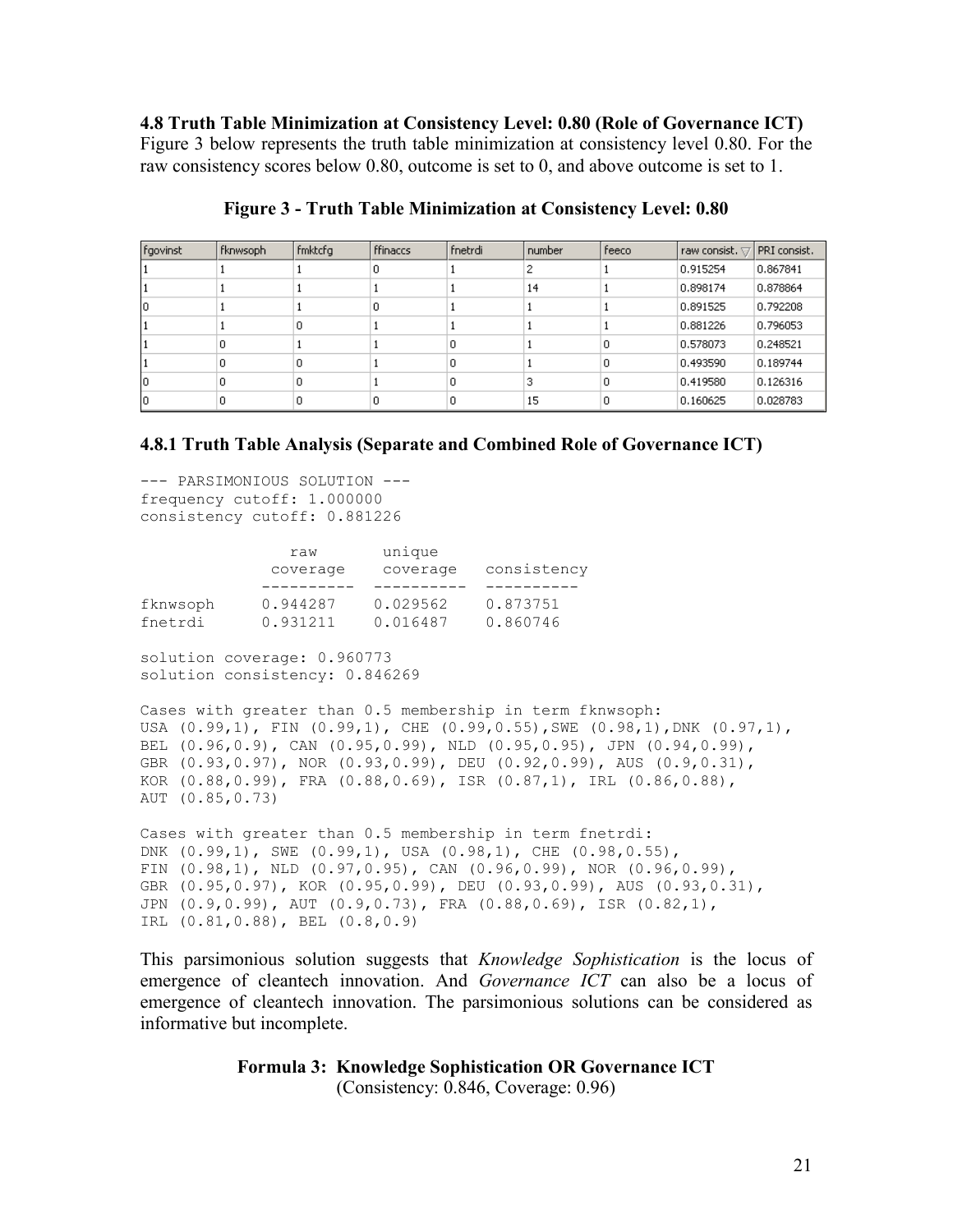**4.8 Truth Table Minimization at Consistency Level: 0.80 (Role of Governance ICT)**

Figure 3 below represents the truth table minimization at consistency level 0.80. For the raw consistency scores below 0.80, outcome is set to 0, and above outcome is set to 1.

**Figure 3 - Truth Table Minimization at Consistency Level: 0.80**

| fgovinst | fknwsoph | fmktcfg | ffinaccs | fnetrdi | number | feeco | raw consist. | PRI consist. |
|---|---|---|---|---|---|---|---|---|
| 1 | 1 | 1 | 0 | 1 | 2 | 1 | 0.915254 | 0.867841 |
| 1 | 1 | 1 | 1 | 1 | 14 | 1 | 0.898174 | 0.878864 |
| 0 | 1 | 1 | 0 | 1 | 1 | 1 | 0.891525 | 0.792208 |
| 1 | 1 | 0 | 1 | 1 | 1 | 1 | 0.881226 | 0.796053 |
| 1 | 0 | 1 | 1 | 0 | 1 | 0 | 0.578073 | 0.248521 |
| 1 | 0 | 0 | 1 | 0 | 1 | 0 | 0.493590 | 0.189744 |
| 0 | 0 | 0 | 1 | 0 | 3 | 0 | 0.419580 | 0.126316 |
| 0 | 0 | 0 | 0 | 0 | 15 | 0 | 0.160625 | 0.028783 |

**4.8.1 Truth Table Analysis (Separate and Combined Role of Governance ICT)**

```
--- PARSIMONIOUS SOLUTION ---
frequency cutoff: 1.000000
consistency cutoff: 0.881226

                raw       unique
              coverage    coverage   consistency
             ----------  ----------  ----------
fknwsoph      0.944287    0.029562    0.873751
fnetrdi       0.931211    0.016487    0.860746

solution coverage: 0.960773
solution consistency: 0.846269

Cases with greater than 0.5 membership in term fknwsoph:
USA (0.99,1), FIN (0.99,1), CHE (0.99,0.55),SWE (0.98,1),DNK (0.97,1),
BEL (0.96,0.9), CAN (0.95,0.99), NLD (0.95,0.95), JPN (0.94,0.99),
GBR (0.93,0.97), NOR (0.93,0.99), DEU (0.92,0.99), AUS (0.9,0.31),
KOR (0.88,0.99), FRA (0.88,0.69), ISR (0.87,1), IRL (0.86,0.88),
AUT (0.85,0.73)

Cases with greater than 0.5 membership in term fnetrdi:
DNK (0.99,1), SWE (0.99,1), USA (0.98,1), CHE (0.98,0.55),
FIN (0.98,1), NLD (0.97,0.95), CAN (0.96,0.99), NOR (0.96,0.99),
GBR (0.95,0.97), KOR (0.95,0.99), DEU (0.93,0.99), AUS (0.93,0.31),
JPN (0.9,0.99), AUT (0.9,0.73), FRA (0.88,0.69), ISR (0.82,1),
IRL (0.81,0.88), BEL (0.8,0.9)
```

This parsimonious solution suggests that *Knowledge Sophistication* is the locus of emergence of cleantech innovation. And *Governance ICT* can also be a locus of emergence of cleantech innovation. The parsimonious solutions can be considered as informative but incomplete.

**Formula 3: Knowledge Sophistication OR Governance ICT**
(Consistency: 0.846, Coverage: 0.96)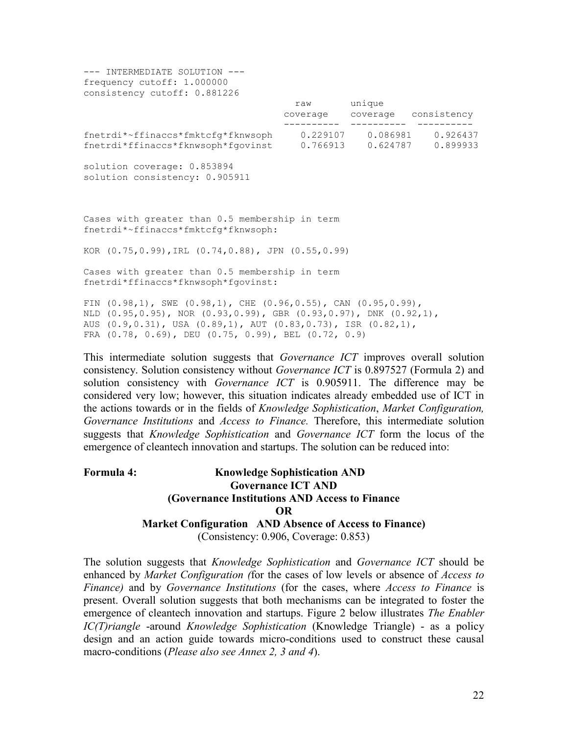```
--- INTERMEDIATE SOLUTION ---
frequency cutoff: 1.000000
consistency cutoff: 0.881226
                                        raw       unique
                                      coverage    coverage   consistency
                                     ----------  ----------  ----------
fnetrdi*~ffinaccs*fmktcfg*fknwsoph    0.229107    0.086981    0.926437
fnetrdi*ffinaccs*fknwsoph*fgovinst    0.766913    0.624787    0.899933

solution coverage: 0.853894
solution consistency: 0.905911



Cases with greater than 0.5 membership in term
fnetrdi*~ffinaccs*fmktcfg*fknwsoph:

KOR (0.75,0.99),IRL (0.74,0.88), JPN (0.55,0.99)

Cases with greater than 0.5 membership in term
fnetrdi*ffinaccs*fknwsoph*fgovinst:

FIN (0.98,1), SWE (0.98,1), CHE (0.96,0.55), CAN (0.95,0.99),
NLD (0.95,0.95), NOR (0.93,0.99), GBR (0.93,0.97), DNK (0.92,1),
AUS (0.9,0.31), USA (0.89,1), AUT (0.83,0.73), ISR (0.82,1),
FRA (0.78, 0.69), DEU (0.75, 0.99), BEL (0.72, 0.9)
```

This intermediate solution suggests that *Governance ICT* improves overall solution consistency. Solution consistency without *Governance ICT* is 0.897527 (Formula 2) and solution consistency with *Governance ICT* is 0.905911. The difference may be considered very low; however, this situation indicates already embedded use of ICT in the actions towards or in the fields of *Knowledge Sophistication*, *Market Configuration, Governance Institutions* and *Access to Finance.* Therefore, this intermediate solution suggests that *Knowledge Sophistication* and *Governance ICT* form the locus of the emergence of cleantech innovation and startups. The solution can be reduced into:

**Formula 4:** **Knowledge Sophistication AND**
**Governance ICT AND**
**(Governance Institutions AND Access to Finance**
**OR**
**Market Configuration AND Absence of Access to Finance)**
(Consistency: 0.906, Coverage: 0.853)

The solution suggests that *Knowledge Sophistication* and *Governance ICT* should be enhanced by *Market Configuration (*for the cases of low levels or absence of *Access to Finance)* and by *Governance Institutions* (for the cases, where *Access to Finance* is present. Overall solution suggests that both mechanisms can be integrated to foster the emergence of cleantech innovation and startups. Figure 2 below illustrates *The Enabler IC(T)riangle* -around *Knowledge Sophistication* (Knowledge Triangle) - as a policy design and an action guide towards micro-conditions used to construct these causal macro-conditions (*Please also see Annex 2, 3 and 4*).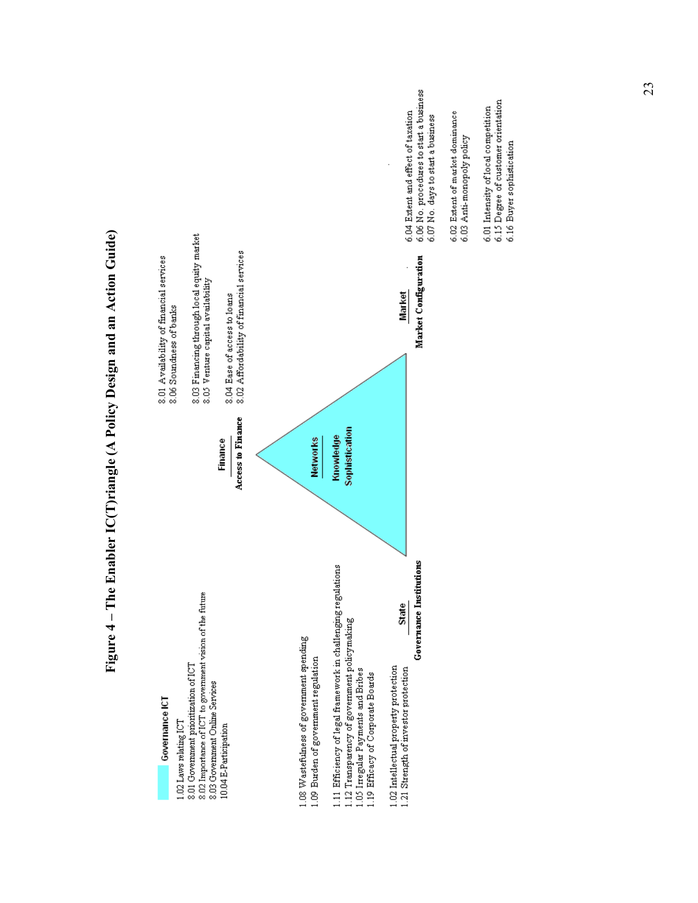# Figure 4 – The Enabler IC(T)riangle (A Policy Design and an Action Guide)

**Governance ICT**

1.02 Laws relating ICT
8.01 Government prioritization of ICT
8.02 Importance of ICT to government vision of the future
8.03 Government Online Services
10.04 E-Participation

**Finance**
**Access to Finance**

8.01 Availability of financial services
8.06 Soundness of banks

8.03 Financing through local equity market
8.05 Venture capital availability

8.04 Ease of access to loans
8.02 Affordability of financial services

**Networks**
**Knowledge Sophistication**

**State**
**Governance Institutions**

1.08 Wastefulness of government spending
1.09 Burden of government regulation

1.11 Efficiency of legal framework in challenging regulations
1.12 Transparency of government policymaking
1.05 Irregular Payments and Bribes
1.19 Efficacy of Corporate Boards

1.02 Intellectual property protection
1.21 Strength of investor protection

**Market**
**Market Configuration**

6.04 Extent and effect of taxation
6.06 No. procedures to start a business
6.07 No. days to start a business

6.02 Extent of market dominance
6.03 Anti-monopoly policy

6.01 Intensity of local competition
6.15 Degree of customer orientation
6.16 Buyer sophistication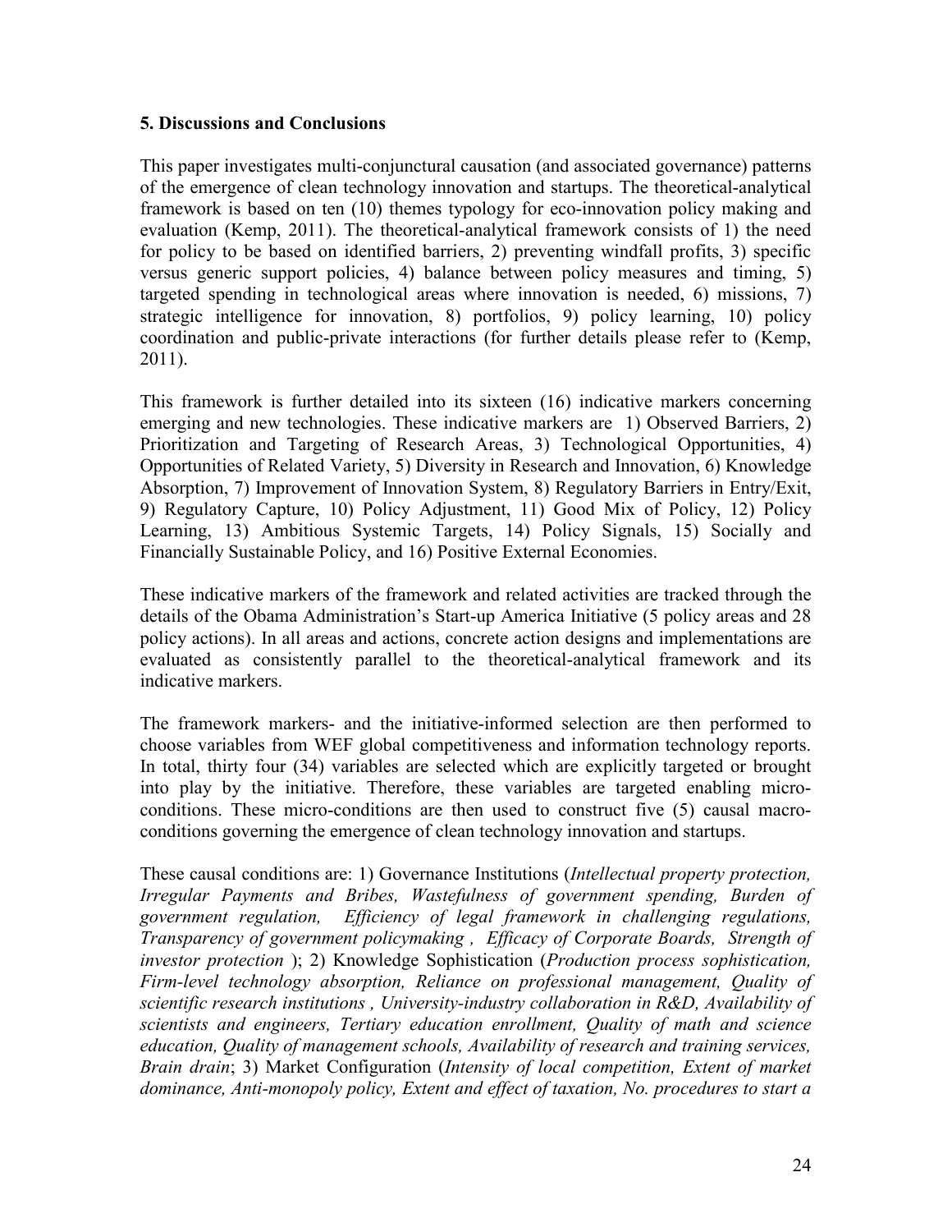### 5. Discussions and Conclusions

This paper investigates multi-conjunctural causation (and associated governance) patterns of the emergence of clean technology innovation and startups. The theoretical-analytical framework is based on ten (10) themes typology for eco-innovation policy making and evaluation (Kemp, 2011). The theoretical-analytical framework consists of 1) the need for policy to be based on identified barriers, 2) preventing windfall profits, 3) specific versus generic support policies, 4) balance between policy measures and timing, 5) targeted spending in technological areas where innovation is needed, 6) missions, 7) strategic intelligence for innovation, 8) portfolios, 9) policy learning, 10) policy coordination and public-private interactions (for further details please refer to (Kemp, 2011).

This framework is further detailed into its sixteen (16) indicative markers concerning emerging and new technologies. These indicative markers are 1) Observed Barriers, 2) Prioritization and Targeting of Research Areas, 3) Technological Opportunities, 4) Opportunities of Related Variety, 5) Diversity in Research and Innovation, 6) Knowledge Absorption, 7) Improvement of Innovation System, 8) Regulatory Barriers in Entry/Exit, 9) Regulatory Capture, 10) Policy Adjustment, 11) Good Mix of Policy, 12) Policy Learning, 13) Ambitious Systemic Targets, 14) Policy Signals, 15) Socially and Financially Sustainable Policy, and 16) Positive External Economies.

These indicative markers of the framework and related activities are tracked through the details of the Obama Administration's Start-up America Initiative (5 policy areas and 28 policy actions). In all areas and actions, concrete action designs and implementations are evaluated as consistently parallel to the theoretical-analytical framework and its indicative markers.

The framework markers- and the initiative-informed selection are then performed to choose variables from WEF global competitiveness and information technology reports. In total, thirty four (34) variables are selected which are explicitly targeted or brought into play by the initiative. Therefore, these variables are targeted enabling micro-conditions. These micro-conditions are then used to construct five (5) causal macro-conditions governing the emergence of clean technology innovation and startups.

These causal conditions are: 1) Governance Institutions (*Intellectual property protection, Irregular Payments and Bribes, Wastefulness of government spending, Burden of government regulation, Efficiency of legal framework in challenging regulations, Transparency of government policymaking , Efficacy of Corporate Boards, Strength of investor protection* ); 2) Knowledge Sophistication (*Production process sophistication, Firm-level technology absorption, Reliance on professional management, Quality of scientific research institutions , University-industry collaboration in R&D, Availability of scientists and engineers, Tertiary education enrollment, Quality of math and science education, Quality of management schools, Availability of research and training services, Brain drain*; 3) Market Configuration (*Intensity of local competition, Extent of market dominance, Anti-monopoly policy, Extent and effect of taxation, No. procedures to start a*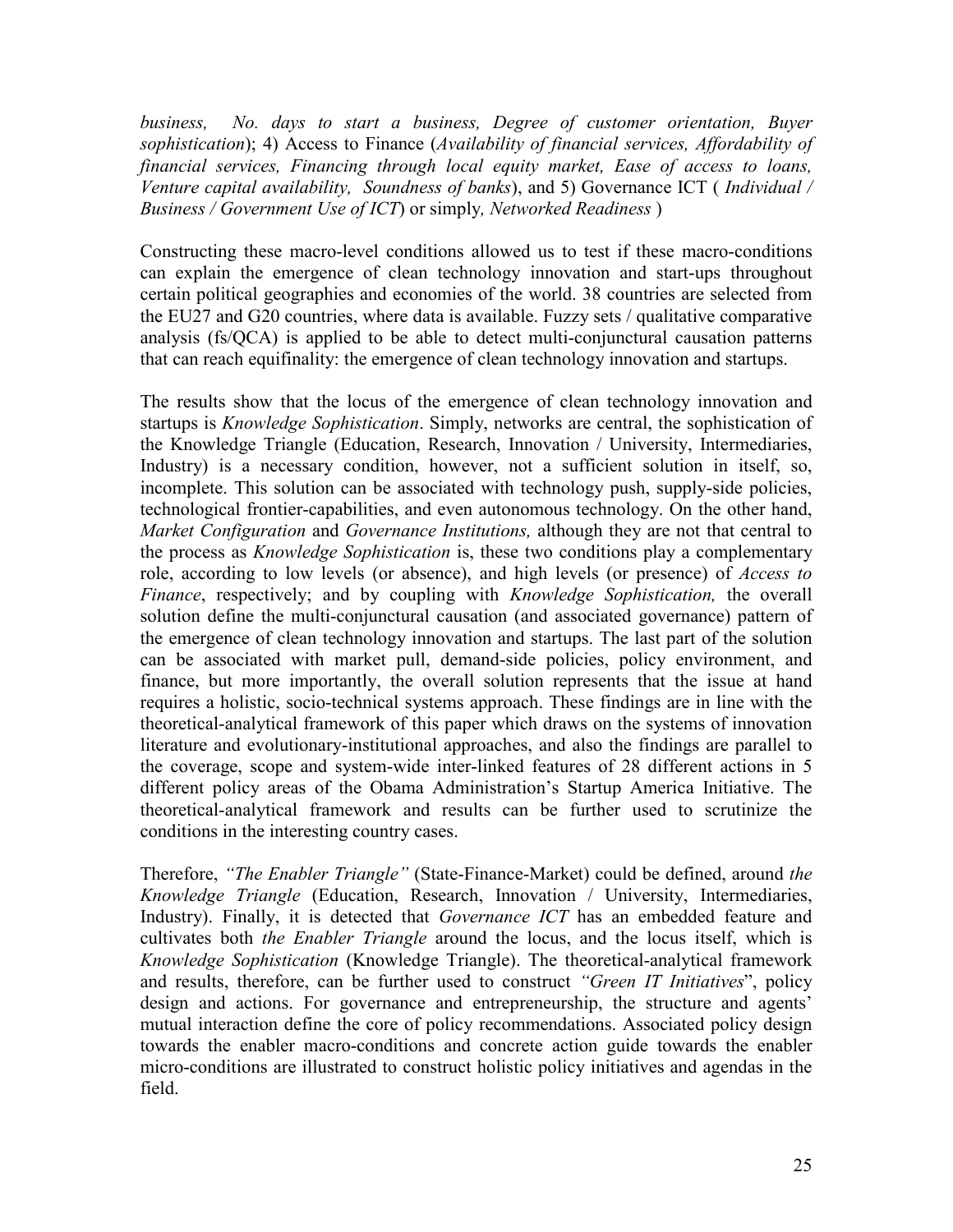*business, No. days to start a business, Degree of customer orientation, Buyer sophistication*); 4) Access to Finance (*Availability of financial services, Affordability of financial services, Financing through local equity market, Ease of access to loans, Venture capital availability, Soundness of banks*), and 5) Governance ICT ( *Individual / Business / Government Use of ICT*) or simply*, Networked Readiness* )

Constructing these macro-level conditions allowed us to test if these macro-conditions can explain the emergence of clean technology innovation and start-ups throughout certain political geographies and economies of the world. 38 countries are selected from the EU27 and G20 countries, where data is available. Fuzzy sets / qualitative comparative analysis (fs/QCA) is applied to be able to detect multi-conjunctural causation patterns that can reach equifinality: the emergence of clean technology innovation and startups.

The results show that the locus of the emergence of clean technology innovation and startups is *Knowledge Sophistication*. Simply, networks are central, the sophistication of the Knowledge Triangle (Education, Research, Innovation / University, Intermediaries, Industry) is a necessary condition, however, not a sufficient solution in itself, so, incomplete. This solution can be associated with technology push, supply-side policies, technological frontier-capabilities, and even autonomous technology. On the other hand, *Market Configuration* and *Governance Institutions,* although they are not that central to the process as *Knowledge Sophistication* is, these two conditions play a complementary role, according to low levels (or absence), and high levels (or presence) of *Access to Finance*, respectively; and by coupling with *Knowledge Sophistication,* the overall solution define the multi-conjunctural causation (and associated governance) pattern of the emergence of clean technology innovation and startups. The last part of the solution can be associated with market pull, demand-side policies, policy environment, and finance, but more importantly, the overall solution represents that the issue at hand requires a holistic, socio-technical systems approach. These findings are in line with the theoretical-analytical framework of this paper which draws on the systems of innovation literature and evolutionary-institutional approaches, and also the findings are parallel to the coverage, scope and system-wide inter-linked features of 28 different actions in 5 different policy areas of the Obama Administration's Startup America Initiative. The theoretical-analytical framework and results can be further used to scrutinize the conditions in the interesting country cases.

Therefore, *"The Enabler Triangle"* (State-Finance-Market) could be defined, around *the Knowledge Triangle* (Education, Research, Innovation / University, Intermediaries, Industry). Finally, it is detected that *Governance ICT* has an embedded feature and cultivates both *the Enabler Triangle* around the locus, and the locus itself, which is *Knowledge Sophistication* (Knowledge Triangle). The theoretical-analytical framework and results, therefore, can be further used to construct *"Green IT Initiatives*", policy design and actions. For governance and entrepreneurship, the structure and agents' mutual interaction define the core of policy recommendations. Associated policy design towards the enabler macro-conditions and concrete action guide towards the enabler micro-conditions are illustrated to construct holistic policy initiatives and agendas in the field.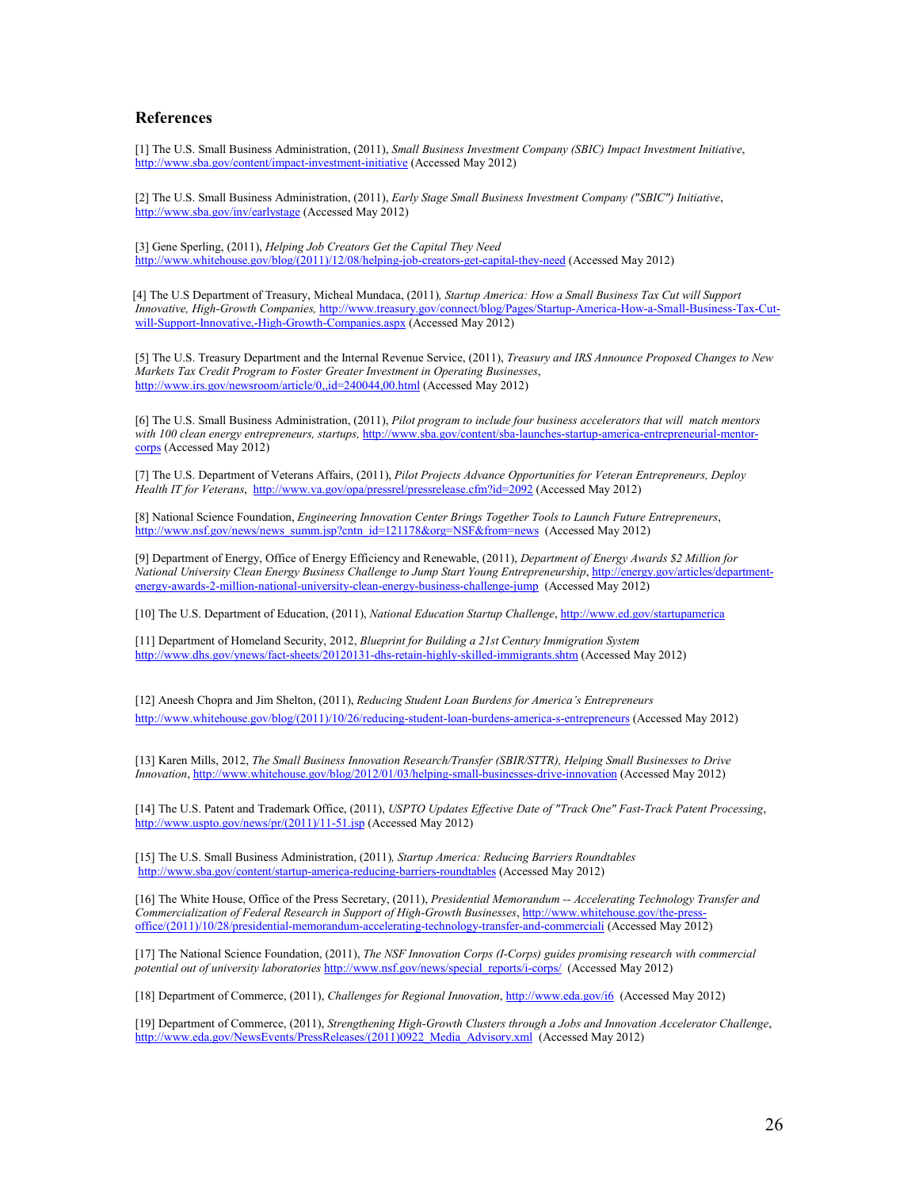## References

[1] The U.S. Small Business Administration, (2011), *Small Business Investment Company (SBIC) Impact Investment Initiative*, http://www.sba.gov/content/impact-investment-initiative (Accessed May 2012)

[2] The U.S. Small Business Administration, (2011), *Early Stage Small Business Investment Company ("SBIC") Initiative*, http://www.sba.gov/inv/earlystage (Accessed May 2012)

[3] Gene Sperling, (2011), *Helping Job Creators Get the Capital They Need* http://www.whitehouse.gov/blog/(2011)/12/08/helping-job-creators-get-capital-they-need (Accessed May 2012)

[4] The U.S Department of Treasury, Micheal Mundaca, (2011)*, Startup America: How a Small Business Tax Cut will Support Innovative, High-Growth Companies,* http://www.treasury.gov/connect/blog/Pages/Startup-America-How-a-Small-Business-Tax-Cut-will-Support-Innovative,-High-Growth-Companies.aspx (Accessed May 2012)

[5] The U.S. Treasury Department and the Internal Revenue Service, (2011), *Treasury and IRS Announce Proposed Changes to New Markets Tax Credit Program to Foster Greater Investment in Operating Businesses*, http://www.irs.gov/newsroom/article/0,,id=240044,00.html (Accessed May 2012)

[6] The U.S. Small Business Administration, (2011), *Pilot program to include four business accelerators that will match mentors with 100 clean energy entrepreneurs, startups,* http://www.sba.gov/content/sba-launches-startup-america-entrepreneurial-mentor-corps (Accessed May 2012)

[7] The U.S. Department of Veterans Affairs, (2011), *Pilot Projects Advance Opportunities for Veteran Entrepreneurs, Deploy Health IT for Veterans*, http://www.va.gov/opa/pressrel/pressrelease.cfm?id=2092 (Accessed May 2012)

[8] National Science Foundation, *Engineering Innovation Center Brings Together Tools to Launch Future Entrepreneurs*, http://www.nsf.gov/news/news_summ.jsp?cntn_id=121178&org=NSF&from=news (Accessed May 2012)

[9] Department of Energy, Office of Energy Efficiency and Renewable, (2011), *Department of Energy Awards $2 Million for National University Clean Energy Business Challenge to Jump Start Young Entrepreneurship*, http://energy.gov/articles/department-energy-awards-2-million-national-university-clean-energy-business-challenge-jump (Accessed May 2012)

[10] The U.S. Department of Education, (2011), *National Education Startup Challenge*, http://www.ed.gov/startupamerica

[11] Department of Homeland Security, 2012, *Blueprint for Building a 21st Century Immigration System* http://www.dhs.gov/ynews/fact-sheets/20120131-dhs-retain-highly-skilled-immigrants.shtm (Accessed May 2012)

[12] Aneesh Chopra and Jim Shelton, (2011), *Reducing Student Loan Burdens for America's Entrepreneurs* http://www.whitehouse.gov/blog/(2011)/10/26/reducing-student-loan-burdens-america-s-entrepreneurs (Accessed May 2012)

[13] Karen Mills, 2012, *The Small Business Innovation Research/Transfer (SBIR/STTR), Helping Small Businesses to Drive Innovation*, http://www.whitehouse.gov/blog/2012/01/03/helping-small-businesses-drive-innovation (Accessed May 2012)

[14] The U.S. Patent and Trademark Office, (2011), *USPTO Updates Effective Date of "Track One" Fast-Track Patent Processing*, http://www.uspto.gov/news/pr/(2011)/11-51.jsp (Accessed May 2012)

[15] The U.S. Small Business Administration, (2011)*, Startup America: Reducing Barriers Roundtables* http://www.sba.gov/content/startup-america-reducing-barriers-roundtables (Accessed May 2012)

[16] The White House, Office of the Press Secretary, (2011), *Presidential Memorandum -- Accelerating Technology Transfer and Commercialization of Federal Research in Support of High-Growth Businesses*, http://www.whitehouse.gov/the-press-office/(2011)/10/28/presidential-memorandum-accelerating-technology-transfer-and-commerciali (Accessed May 2012)

[17] The National Science Foundation, (2011), *The NSF Innovation Corps (I-Corps) guides promising research with commercial potential out of university laboratories* http://www.nsf.gov/news/special_reports/i-corps/ (Accessed May 2012)

[18] Department of Commerce, (2011), *Challenges for Regional Innovation*, http://www.eda.gov/i6 (Accessed May 2012)

[19] Department of Commerce, (2011), *Strengthening High-Growth Clusters through a Jobs and Innovation Accelerator Challenge*, http://www.eda.gov/NewsEvents/PressReleases/(2011)0922_Media_Advisory.xml (Accessed May 2012)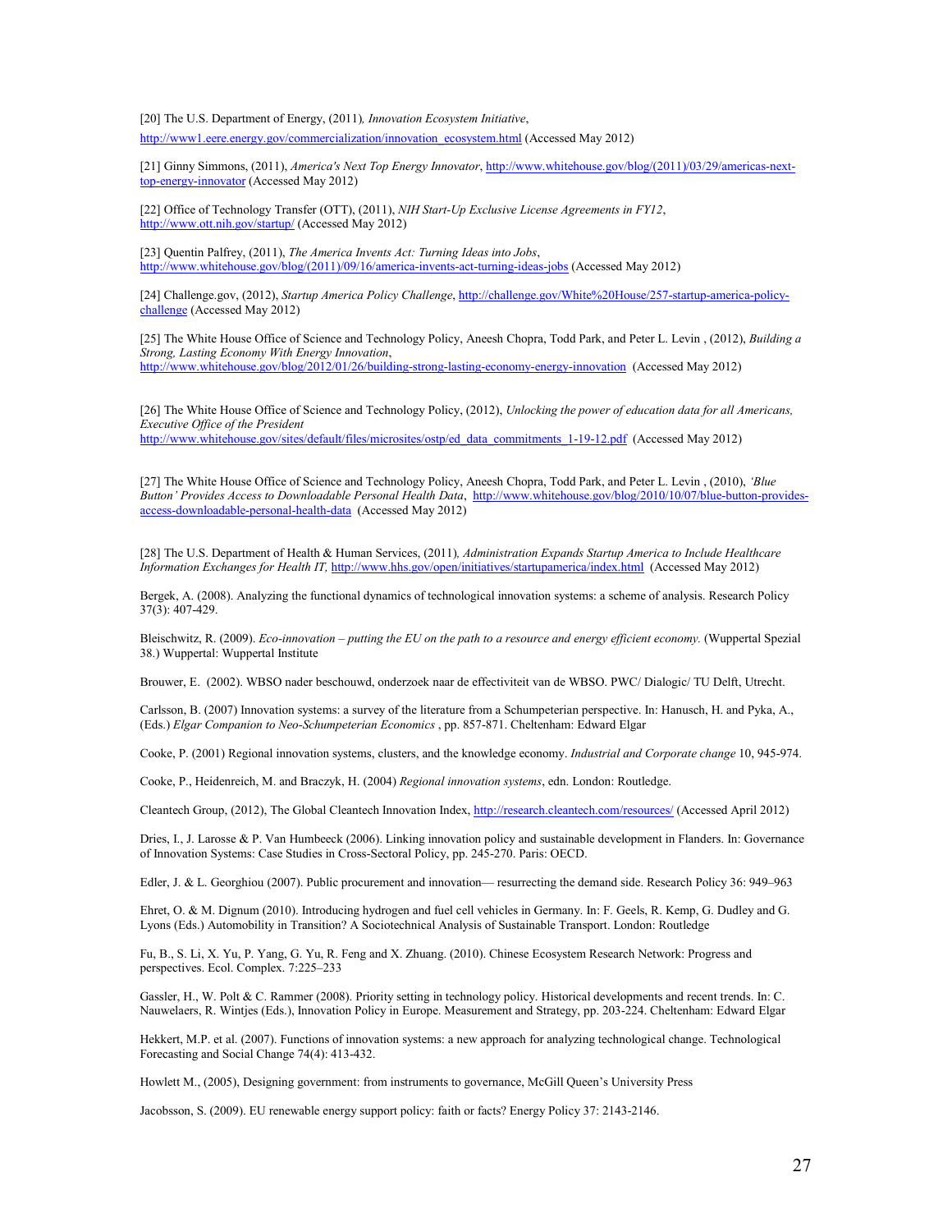[20] The U.S. Department of Energy, (2011)*, Innovation Ecosystem Initiative*, http://www1.eere.energy.gov/commercialization/innovation_ecosystem.html (Accessed May 2012)

[21] Ginny Simmons, (2011), *America's Next Top Energy Innovator*, http://www.whitehouse.gov/blog/(2011)/03/29/americas-next-top-energy-innovator (Accessed May 2012)

[22] Office of Technology Transfer (OTT), (2011), *NIH Start-Up Exclusive License Agreements in FY12*, http://www.ott.nih.gov/startup/ (Accessed May 2012)

[23] Quentin Palfrey, (2011), *The America Invents Act: Turning Ideas into Jobs*, http://www.whitehouse.gov/blog/(2011)/09/16/america-invents-act-turning-ideas-jobs (Accessed May 2012)

[24] Challenge.gov, (2012), *Startup America Policy Challenge*, http://challenge.gov/White%20House/257-startup-america-policy-challenge (Accessed May 2012)

[25] The White House Office of Science and Technology Policy, Aneesh Chopra, Todd Park, and Peter L. Levin , (2012), *Building a Strong, Lasting Economy With Energy Innovation*, http://www.whitehouse.gov/blog/2012/01/26/building-strong-lasting-economy-energy-innovation (Accessed May 2012)

[26] The White House Office of Science and Technology Policy, (2012), *Unlocking the power of education data for all Americans, Executive Office of the President* http://www.whitehouse.gov/sites/default/files/microsites/ostp/ed_data_commitments_1-19-12.pdf (Accessed May 2012)

[27] The White House Office of Science and Technology Policy, Aneesh Chopra, Todd Park, and Peter L. Levin , (2010), *'Blue Button' Provides Access to Downloadable Personal Health Data*, http://www.whitehouse.gov/blog/2010/10/07/blue-button-provides-access-downloadable-personal-health-data (Accessed May 2012)

[28] The U.S. Department of Health & Human Services, (2011)*, Administration Expands Startup America to Include Healthcare Information Exchanges for Health IT,* http://www.hhs.gov/open/initiatives/startupamerica/index.html (Accessed May 2012)

Bergek, A. (2008). Analyzing the functional dynamics of technological innovation systems: a scheme of analysis. Research Policy 37(3): 407-429.

Bleischwitz, R. (2009). *Eco-innovation – putting the EU on the path to a resource and energy efficient economy.* (Wuppertal Spezial 38.) Wuppertal: Wuppertal Institute

Brouwer, E. (2002). WBSO nader beschouwd, onderzoek naar de effectiviteit van de WBSO. PWC/ Dialogic/ TU Delft, Utrecht.

Carlsson, B. (2007) Innovation systems: a survey of the literature from a Schumpeterian perspective. In: Hanusch, H. and Pyka, A., (Eds.) *Elgar Companion to Neo-Schumpeterian Economics* , pp. 857-871. Cheltenham: Edward Elgar

Cooke, P. (2001) Regional innovation systems, clusters, and the knowledge economy. *Industrial and Corporate change* 10, 945-974.

Cooke, P., Heidenreich, M. and Braczyk, H. (2004) *Regional innovation systems*, edn. London: Routledge.

Cleantech Group, (2012), The Global Cleantech Innovation Index, http://research.cleantech.com/resources/ (Accessed April 2012)

Dries, I., J. Larosse & P. Van Humbeeck (2006). Linking innovation policy and sustainable development in Flanders. In: Governance of Innovation Systems: Case Studies in Cross-Sectoral Policy, pp. 245-270. Paris: OECD.

Edler, J. & L. Georghiou (2007). Public procurement and innovation— resurrecting the demand side. Research Policy 36: 949–963

Ehret, O. & M. Dignum (2010). Introducing hydrogen and fuel cell vehicles in Germany. In: F. Geels, R. Kemp, G. Dudley and G. Lyons (Eds.) Automobility in Transition? A Sociotechnical Analysis of Sustainable Transport. London: Routledge

Fu, B., S. Li, X. Yu, P. Yang, G. Yu, R. Feng and X. Zhuang. (2010). Chinese Ecosystem Research Network: Progress and perspectives. Ecol. Complex. 7:225–233

Gassler, H., W. Polt & C. Rammer (2008). Priority setting in technology policy. Historical developments and recent trends. In: C. Nauwelaers, R. Wintjes (Eds.), Innovation Policy in Europe. Measurement and Strategy, pp. 203-224. Cheltenham: Edward Elgar

Hekkert, M.P. et al. (2007). Functions of innovation systems: a new approach for analyzing technological change. Technological Forecasting and Social Change 74(4): 413-432.

Howlett M., (2005), Designing government: from instruments to governance, McGill Queen's University Press

Jacobsson, S. (2009). EU renewable energy support policy: faith or facts? Energy Policy 37: 2143-2146.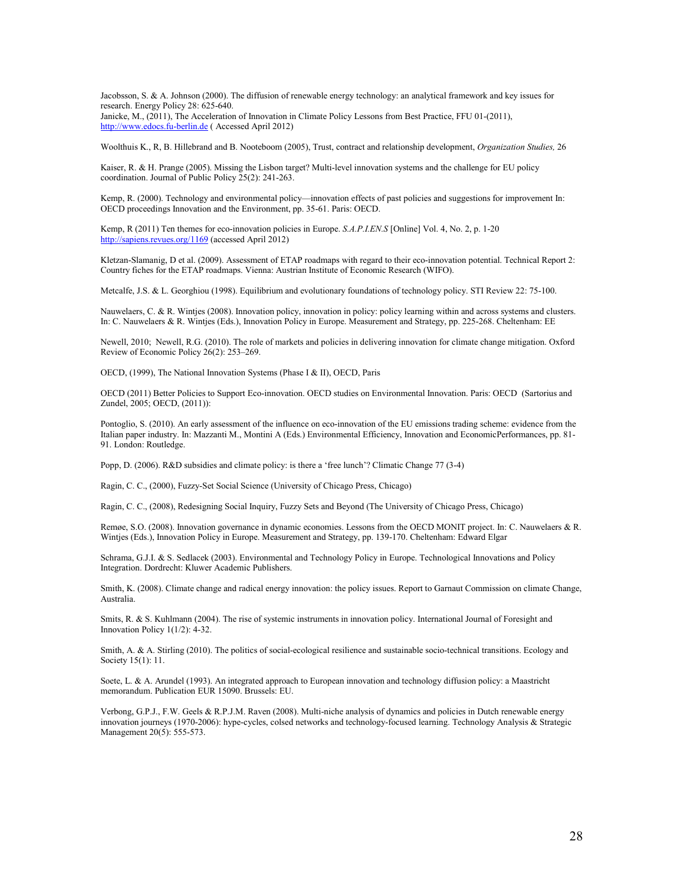Jacobsson, S. & A. Johnson (2000). The diffusion of renewable energy technology: an analytical framework and key issues for research. Energy Policy 28: 625-640.
Janicke, M., (2011), The Acceleration of Innovation in Climate Policy Lessons from Best Practice, FFU 01-(2011), http://www.edocs.fu-berlin.de ( Accessed April 2012)

Woolthuis K., R, B. Hillebrand and B. Nooteboom (2005), Trust, contract and relationship development, *Organization Studies,* 26

Kaiser, R. & H. Prange (2005). Missing the Lisbon target? Multi-level innovation systems and the challenge for EU policy coordination. Journal of Public Policy 25(2): 241-263.

Kemp, R. (2000). Technology and environmental policy—innovation effects of past policies and suggestions for improvement In: OECD proceedings Innovation and the Environment, pp. 35-61. Paris: OECD.

Kemp, R (2011) Ten themes for eco-innovation policies in Europe. *S.A.P.I.EN.S* [Online] Vol. 4, No. 2, p. 1-20 http://sapiens.revues.org/1169 (accessed April 2012)

Kletzan-Slamanig, D et al. (2009). Assessment of ETAP roadmaps with regard to their eco-innovation potential. Technical Report 2: Country fiches for the ETAP roadmaps. Vienna: Austrian Institute of Economic Research (WIFO).

Metcalfe, J.S. & L. Georghiou (1998). Equilibrium and evolutionary foundations of technology policy. STI Review 22: 75-100.

Nauwelaers, C. & R. Wintjes (2008). Innovation policy, innovation in policy: policy learning within and across systems and clusters. In: C. Nauwelaers & R. Wintjes (Eds.), Innovation Policy in Europe. Measurement and Strategy, pp. 225-268. Cheltenham: EE

Newell, 2010; Newell, R.G. (2010). The role of markets and policies in delivering innovation for climate change mitigation. Oxford Review of Economic Policy 26(2): 253–269.

OECD, (1999), The National Innovation Systems (Phase I & II), OECD, Paris

OECD (2011) Better Policies to Support Eco-innovation. OECD studies on Environmental Innovation. Paris: OECD (Sartorius and Zundel, 2005; OECD, (2011)):

Pontoglio, S. (2010). An early assessment of the influence on eco-innovation of the EU emissions trading scheme: evidence from the Italian paper industry. In: Mazzanti M., Montini A (Eds.) Environmental Efficiency, Innovation and EconomicPerformances, pp. 81-91. London: Routledge.

Popp, D. (2006). R&D subsidies and climate policy: is there a 'free lunch'? Climatic Change 77 (3-4)

Ragin, C. C., (2000), Fuzzy-Set Social Science (University of Chicago Press, Chicago)

Ragin, C. C., (2008), Redesigning Social Inquiry, Fuzzy Sets and Beyond (The University of Chicago Press, Chicago)

Remøe, S.O. (2008). Innovation governance in dynamic economies. Lessons from the OECD MONIT project. In: C. Nauwelaers & R. Wintjes (Eds.), Innovation Policy in Europe. Measurement and Strategy, pp. 139-170. Cheltenham: Edward Elgar

Schrama, G.J.I. & S. Sedlacek (2003). Environmental and Technology Policy in Europe. Technological Innovations and Policy Integration. Dordrecht: Kluwer Academic Publishers.

Smith, K. (2008). Climate change and radical energy innovation: the policy issues. Report to Garnaut Commission on climate Change, Australia.

Smits, R. & S. Kuhlmann (2004). The rise of systemic instruments in innovation policy. International Journal of Foresight and Innovation Policy 1(1/2): 4-32.

Smith, A. & A. Stirling (2010). The politics of social-ecological resilience and sustainable socio-technical transitions. Ecology and Society 15(1): 11.

Soete, L. & A. Arundel (1993). An integrated approach to European innovation and technology diffusion policy: a Maastricht memorandum. Publication EUR 15090. Brussels: EU.

Verbong, G.P.J., F.W. Geels & R.P.J.M. Raven (2008). Multi-niche analysis of dynamics and policies in Dutch renewable energy innovation journeys (1970-2006): hype-cycles, colsed networks and technology-focused learning. Technology Analysis & Strategic Management 20(5): 555-573.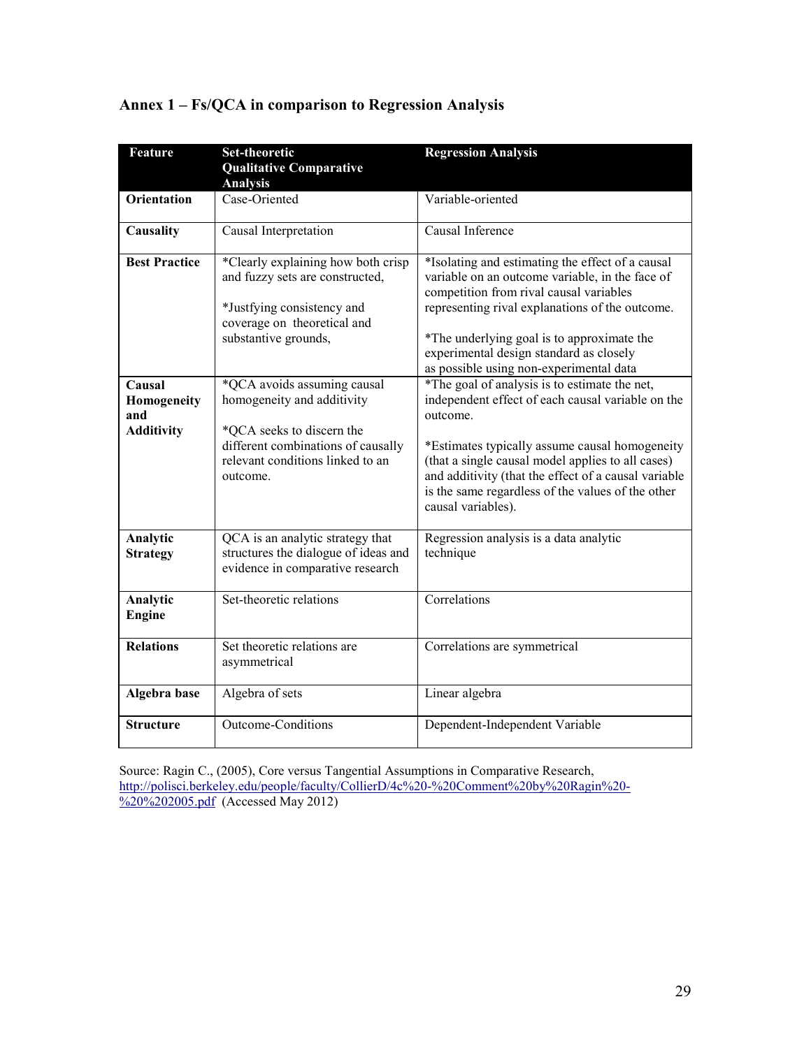## Annex 1 – Fs/QCA in comparison to Regression Analysis

| Feature | Set-theoretic Qualitative Comparative Analysis | Regression Analysis |
|---|---|---|
| **Orientation** | Case-Oriented | Variable-oriented |
| **Causality** | Causal Interpretation | Causal Inference |
| **Best Practice** | *Clearly explaining how both crisp and fuzzy sets are constructed,<br><br>*Justfying consistency and coverage on theoretical and substantive grounds, | *Isolating and estimating the effect of a causal variable on an outcome variable, in the face of competition from rival causal variables representing rival explanations of the outcome.<br><br>*The underlying goal is to approximate the experimental design standard as closely as possible using non-experimental data |
| **Causal Homogeneity and Additivity** | *QCA avoids assuming causal homogeneity and additivity<br><br>*QCA seeks to discern the different combinations of causally relevant conditions linked to an outcome. | *The goal of analysis is to estimate the net, independent effect of each causal variable on the outcome.<br><br>*Estimates typically assume causal homogeneity (that a single causal model applies to all cases) and additivity (that the effect of a causal variable is the same regardless of the values of the other causal variables). |
| **Analytic Strategy** | QCA is an analytic strategy that structures the dialogue of ideas and evidence in comparative research | Regression analysis is a data analytic technique |
| **Analytic Engine** | Set-theoretic relations | Correlations |
| **Relations** | Set theoretic relations are asymmetrical | Correlations are symmetrical |
| **Algebra base** | Algebra of sets | Linear algebra |
| **Structure** | Outcome-Conditions | Dependent-Independent Variable |

Source: Ragin C., (2005), Core versus Tangential Assumptions in Comparative Research, http://polisci.berkeley.edu/people/faculty/CollierD/4c%20-%20Comment%20by%20Ragin%20-%20%202005.pdf (Accessed May 2012)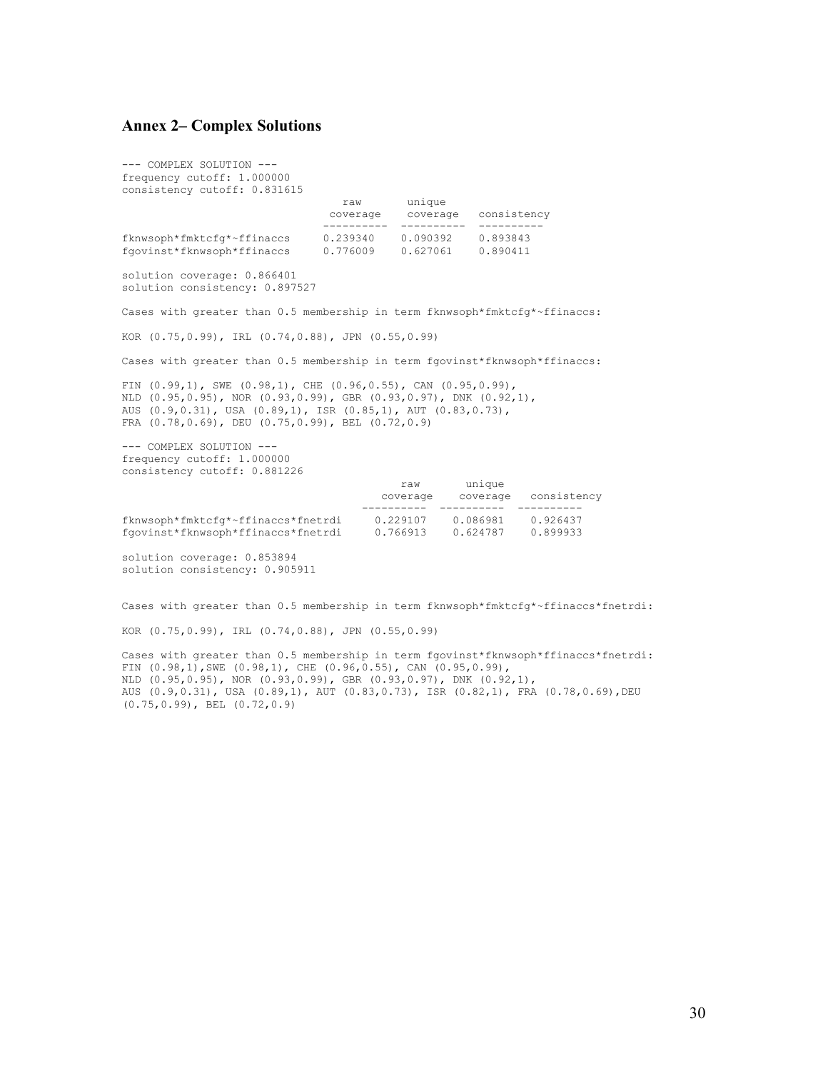## Annex 2– Complex Solutions

```
--- COMPLEX SOLUTION ---
frequency cutoff: 1.000000
consistency cutoff: 0.831615
                                raw       unique
                              coverage    coverage   consistency
                             ----------  ----------  ----------
fknwsoph*fmktcfg*~ffinaccs     0.239340    0.090392    0.893843
fgovinst*fknwsoph*ffinaccs     0.776009    0.627061    0.890411

solution coverage: 0.866401
solution consistency: 0.897527

Cases with greater than 0.5 membership in term fknwsoph*fmktcfg*~ffinaccs:

KOR (0.75,0.99), IRL (0.74,0.88), JPN (0.55,0.99)

Cases with greater than 0.5 membership in term fgovinst*fknwsoph*ffinaccs:

FIN (0.99,1), SWE (0.98,1), CHE (0.96,0.55), CAN (0.95,0.99),
NLD (0.95,0.95), NOR (0.93,0.99), GBR (0.93,0.97), DNK (0.92,1),
AUS (0.9,0.31), USA (0.89,1), ISR (0.85,1), AUT (0.83,0.73),
FRA (0.78,0.69), DEU (0.75,0.99), BEL (0.72,0.9)

--- COMPLEX SOLUTION ---
frequency cutoff: 1.000000
consistency cutoff: 0.881226
                                          raw       unique
                                        coverage    coverage   consistency
                                       ----------  ----------  ----------
fknwsoph*fmktcfg*~ffinaccs*fnetrdi       0.229107    0.086981    0.926437
fgovinst*fknwsoph*ffinaccs*fnetrdi       0.766913    0.624787    0.899933

solution coverage: 0.853894
solution consistency: 0.905911


Cases with greater than 0.5 membership in term fknwsoph*fmktcfg*~ffinaccs*fnetrdi:

KOR (0.75,0.99), IRL (0.74,0.88), JPN (0.55,0.99)

Cases with greater than 0.5 membership in term fgovinst*fknwsoph*ffinaccs*fnetrdi:
FIN (0.98,1),SWE (0.98,1), CHE (0.96,0.55), CAN (0.95,0.99),
NLD (0.95,0.95), NOR (0.93,0.99), GBR (0.93,0.97), DNK (0.92,1),
AUS (0.9,0.31), USA (0.89,1), AUT (0.83,0.73), ISR (0.82,1), FRA (0.78,0.69),DEU
(0.75,0.99), BEL (0.72,0.9)
```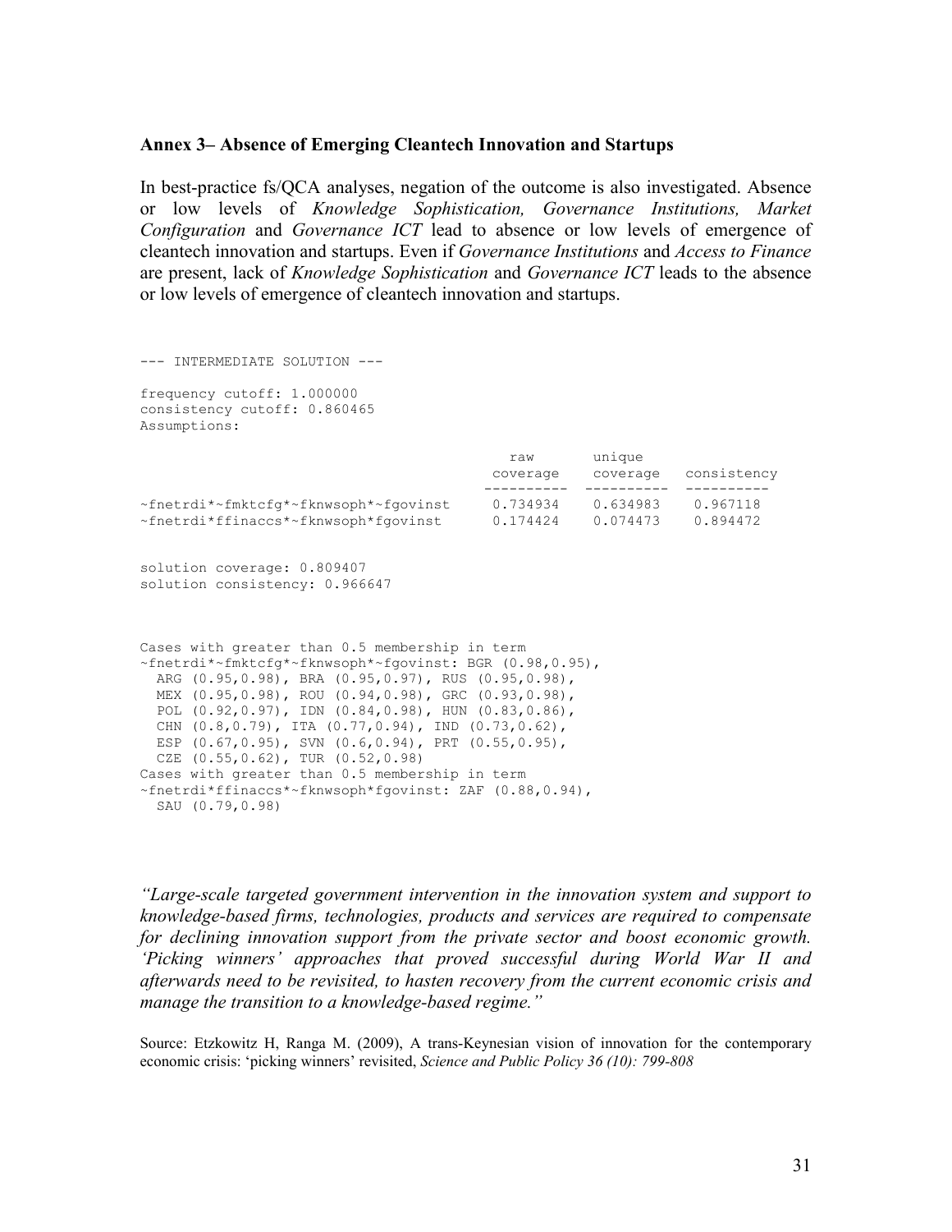**Annex 3– Absence of Emerging Cleantech Innovation and Startups**

In best-practice fs/QCA analyses, negation of the outcome is also investigated. Absence or low levels of *Knowledge Sophistication, Governance Institutions, Market Configuration* and *Governance ICT* lead to absence or low levels of emergence of cleantech innovation and startups. Even if *Governance Institutions* and *Access to Finance* are present, lack of *Knowledge Sophistication* and *Governance ICT* leads to the absence or low levels of emergence of cleantech innovation and startups.

```
--- INTERMEDIATE SOLUTION ---

frequency cutoff: 1.000000
consistency cutoff: 0.860465
Assumptions:

                                          raw       unique
                                        coverage   coverage   consistency
                                       ---------- ---------- ----------
~fnetrdi*~fmktcfg*~fknwsoph*~fgovinst   0.734934   0.634983   0.967118
~fnetrdi*ffinaccs*~fknwsoph*fgovinst    0.174424   0.074473   0.894472

solution coverage: 0.809407
solution consistency: 0.966647


Cases with greater than 0.5 membership in term
~fnetrdi*~fmktcfg*~fknwsoph*~fgovinst: BGR (0.98,0.95),
  ARG (0.95,0.98), BRA (0.95,0.97), RUS (0.95,0.98),
  MEX (0.95,0.98), ROU (0.94,0.98), GRC (0.93,0.98),
  POL (0.92,0.97), IDN (0.84,0.98), HUN (0.83,0.86),
  CHN (0.8,0.79), ITA (0.77,0.94), IND (0.73,0.62),
  ESP (0.67,0.95), SVN (0.6,0.94), PRT (0.55,0.95),
  CZE (0.55,0.62), TUR (0.52,0.98)
Cases with greater than 0.5 membership in term
~fnetrdi*ffinaccs*~fknwsoph*fgovinst: ZAF (0.88,0.94),
  SAU (0.79,0.98)
```

*"Large-scale targeted government intervention in the innovation system and support to knowledge-based firms, technologies, products and services are required to compensate for declining innovation support from the private sector and boost economic growth. 'Picking winners' approaches that proved successful during World War II and afterwards need to be revisited, to hasten recovery from the current economic crisis and manage the transition to a knowledge-based regime."*

Source: Etzkowitz H, Ranga M. (2009), A trans-Keynesian vision of innovation for the contemporary economic crisis: 'picking winners' revisited, *Science and Public Policy 36 (10): 799-808*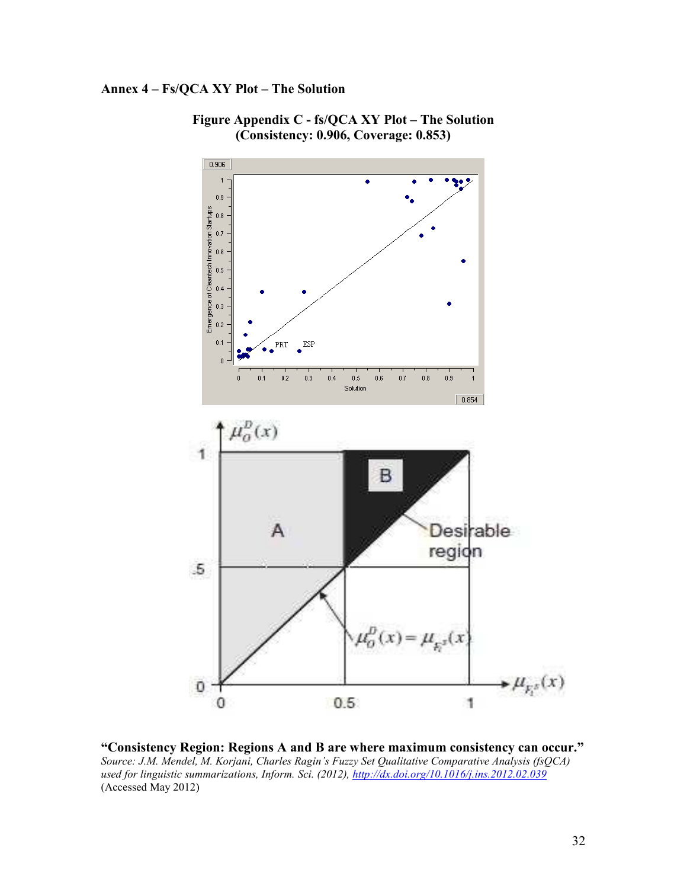**Annex 4 – Fs/QCA XY Plot – The Solution**

**Figure Appendix C - fs/QCA XY Plot – The Solution (Consistency: 0.906, Coverage: 0.853)**

0.906

Emergence of Cleantech Innovation Startups

1
0.9
0.8
0.7
0.6
0.5
0.4
0.3
0.2
0.1
0

PRT
ESP

0 0.1 0.2 0.3 0.4 0.5 0.6 0.7 0.8 0.9 1

Solution

0.854

$\mu_O^D(x)$

1

.5

0

A

B

Desirable region

$\mu_O^D(x) = \mu_{F_i^s}(x)$

0 0.5 1

$\mu_{F_i^s}(x)$

**"Consistency Region: Regions A and B are where maximum consistency can occur."**
*Source: J.M. Mendel, M. Korjani, Charles Ragin's Fuzzy Set Qualitative Comparative Analysis (fsQCA) used for linguistic summarizations, Inform. Sci. (2012), http://dx.doi.org/10.1016/j.ins.2012.02.039* (Accessed May 2012)